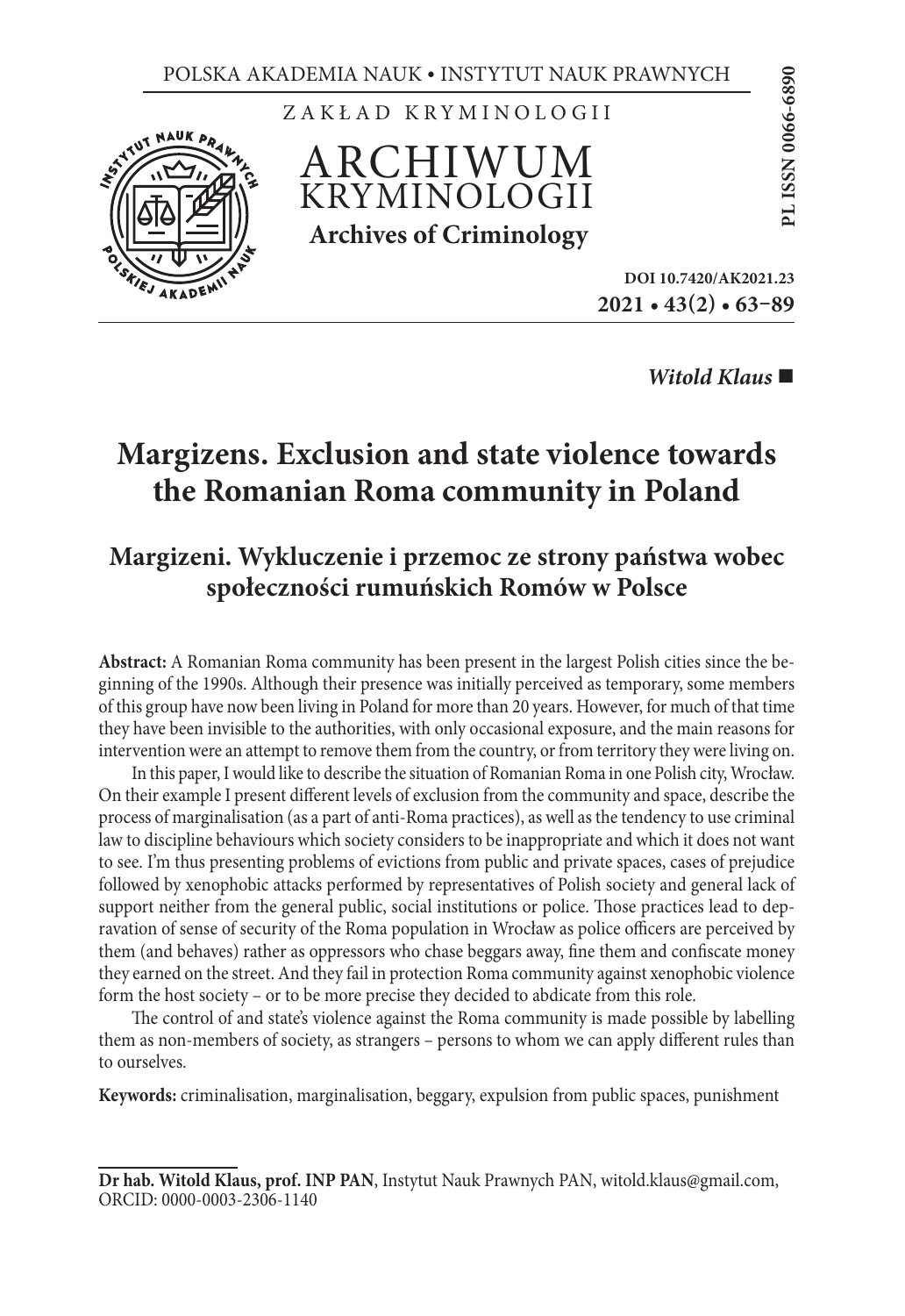POLSKA AKADEMIA NAUK • INSTYTUT NAUK PRAWNYCH

ZAKŁAD KRYMINOLOGII

# ARCHIWUM KRYMINOLOGII

**Archives of Criminology**

**PL ISSN 0066-6890**

**DOI 10.7420/AK2021.23**

**2021 • 43(2) • 63–89**

***Witold Klaus*** ■

# Margizens. Exclusion and state violence towards the Romanian Roma community in Poland

## Margizeni. Wykluczenie i przemoc ze strony państwa wobec społeczności rumuńskich Romów w Polsce

**Abstract:** A Romanian Roma community has been present in the largest Polish cities since the beginning of the 1990s. Although their presence was initially perceived as temporary, some members of this group have now been living in Poland for more than 20 years. However, for much of that time they have been invisible to the authorities, with only occasional exposure, and the main reasons for intervention were an attempt to remove them from the country, or from territory they were living on.

In this paper, I would like to describe the situation of Romanian Roma in one Polish city, Wrocław. On their example I present different levels of exclusion from the community and space, describe the process of marginalisation (as a part of anti-Roma practices), as well as the tendency to use criminal law to discipline behaviours which society considers to be inappropriate and which it does not want to see. I'm thus presenting problems of evictions from public and private spaces, cases of prejudice followed by xenophobic attacks performed by representatives of Polish society and general lack of support neither from the general public, social institutions or police. Those practices lead to depravation of sense of security of the Roma population in Wrocław as police officers are perceived by them (and behaves) rather as oppressors who chase beggars away, fine them and confiscate money they earned on the street. And they fail in protection Roma community against xenophobic violence form the host society – or to be more precise they decided to abdicate from this role.

The control of and state's violence against the Roma community is made possible by labelling them as non-members of society, as strangers – persons to whom we can apply different rules than to ourselves.

**Keywords:** criminalisation, marginalisation, beggary, expulsion from public spaces, punishment

---

**Dr hab. Witold Klaus, prof. INP PAN**, Instytut Nauk Prawnych PAN, witold.klaus@gmail.com, ORCID: 0000-0003-2306-1140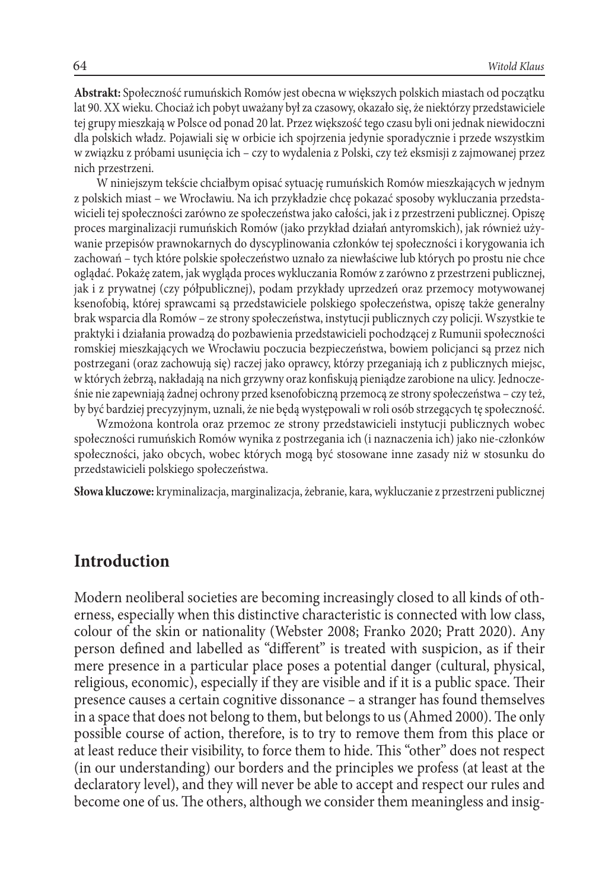**Abstrakt:** Społeczność rumuńskich Romów jest obecna w większych polskich miastach od początku lat 90. XX wieku. Chociaż ich pobyt uważany był za czasowy, okazało się, że niektórzy przedstawiciele tej grupy mieszkają w Polsce od ponad 20 lat. Przez większość tego czasu byli oni jednak niewidoczni dla polskich władz. Pojawiali się w orbicie ich spojrzenia jedynie sporadycznie i przede wszystkim w związku z próbami usunięcia ich – czy to wydalenia z Polski, czy też eksmisji z zajmowanej przez nich przestrzeni.

W niniejszym tekście chciałbym opisać sytuację rumuńskich Romów mieszkających w jednym z polskich miast – we Wrocławiu. Na ich przykładzie chcę pokazać sposoby wykluczania przedstawicieli tej społeczności zarówno ze społeczeństwa jako całości, jak i z przestrzeni publicznej. Opiszę proces marginalizacji rumuńskich Romów (jako przykład działań antyromskich), jak również używanie przepisów prawnokarnych do dyscyplinowania członków tej społeczności i korygowania ich zachowań – tych które polskie społeczeństwo uznało za niewłaściwe lub których po prostu nie chce oglądać. Pokażę zatem, jak wygląda proces wykluczania Romów z zarówno z przestrzeni publicznej, jak i z prywatnej (czy półpublicznej), podam przykłady uprzedzeń oraz przemocy motywowanej ksenofobią, której sprawcami są przedstawiciele polskiego społeczeństwa, opiszę także generalny brak wsparcia dla Romów – ze strony społeczeństwa, instytucji publicznych czy policji. Wszystkie te praktyki i działania prowadzą do pozbawienia przedstawicieli pochodzącej z Rumunii społeczności romskiej mieszkających we Wrocławiu poczucia bezpieczeństwa, bowiem policjanci są przez nich postrzegani (oraz zachowują się) raczej jako oprawcy, którzy przeganiają ich z publicznych miejsc, w których żebrzą, nakładają na nich grzywny oraz konfiskują pieniądze zarobione na ulicy. Jednocześnie nie zapewniają żadnej ochrony przed ksenofobiczną przemocą ze strony społeczeństwa – czy też, by być bardziej precyzyjnym, uznali, że nie będą występowali w roli osób strzegących tę społeczność.

Wzmożona kontrola oraz przemoc ze strony przedstawicieli instytucji publicznych wobec społeczności rumuńskich Romów wynika z postrzegania ich (i naznaczenia ich) jako nie-członków społeczności, jako obcych, wobec których mogą być stosowane inne zasady niż w stosunku do przedstawicieli polskiego społeczeństwa.

**Słowa kluczowe:** kryminalizacja, marginalizacja, żebranie, kara, wykluczanie z przestrzeni publicznej

## Introduction

Modern neoliberal societies are becoming increasingly closed to all kinds of otherness, especially when this distinctive characteristic is connected with low class, colour of the skin or nationality (Webster 2008; Franko 2020; Pratt 2020). Any person defined and labelled as "different" is treated with suspicion, as if their mere presence in a particular place poses a potential danger (cultural, physical, religious, economic), especially if they are visible and if it is a public space. Their presence causes a certain cognitive dissonance – a stranger has found themselves in a space that does not belong to them, but belongs to us (Ahmed 2000). The only possible course of action, therefore, is to try to remove them from this place or at least reduce their visibility, to force them to hide. This "other" does not respect (in our understanding) our borders and the principles we profess (at least at the declaratory level), and they will never be able to accept and respect our rules and become one of us. The others, although we consider them meaningless and insig-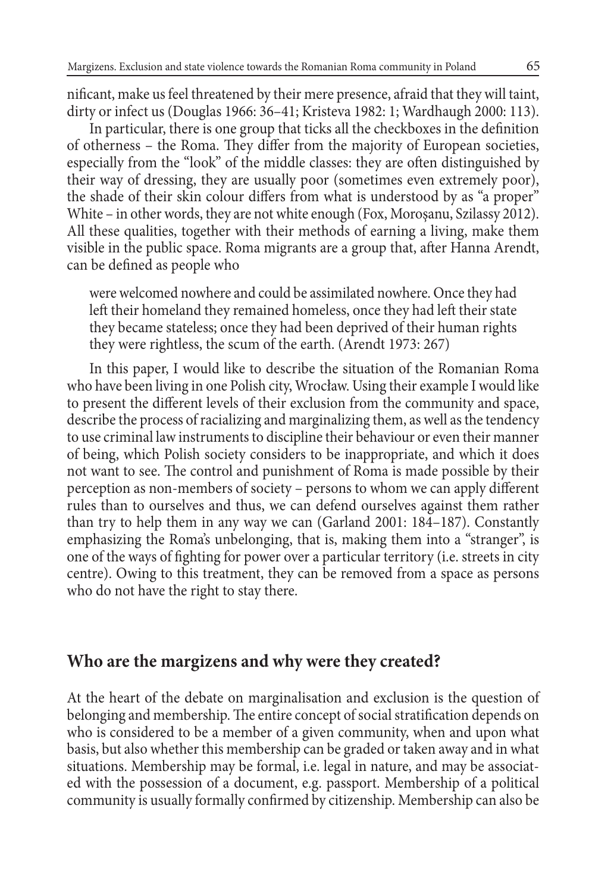nificant, make us feel threatened by their mere presence, afraid that they will taint, dirty or infect us (Douglas 1966: 36–41; Kristeva 1982: 1; Wardhaugh 2000: 113).

In particular, there is one group that ticks all the checkboxes in the definition of otherness – the Roma. They differ from the majority of European societies, especially from the "look" of the middle classes: they are often distinguished by their way of dressing, they are usually poor (sometimes even extremely poor), the shade of their skin colour differs from what is understood by as "a proper" White – in other words, they are not white enough (Fox, Moroşanu, Szilassy 2012). All these qualities, together with their methods of earning a living, make them visible in the public space. Roma migrants are a group that, after Hanna Arendt, can be defined as people who

> were welcomed nowhere and could be assimilated nowhere. Once they had left their homeland they remained homeless, once they had left their state they became stateless; once they had been deprived of their human rights they were rightless, the scum of the earth. (Arendt 1973: 267)

In this paper, I would like to describe the situation of the Romanian Roma who have been living in one Polish city, Wrocław. Using their example I would like to present the different levels of their exclusion from the community and space, describe the process of racializing and marginalizing them, as well as the tendency to use criminal law instruments to discipline their behaviour or even their manner of being, which Polish society considers to be inappropriate, and which it does not want to see. The control and punishment of Roma is made possible by their perception as non-members of society – persons to whom we can apply different rules than to ourselves and thus, we can defend ourselves against them rather than try to help them in any way we can (Garland 2001: 184–187). Constantly emphasizing the Roma's unbelonging, that is, making them into a "stranger", is one of the ways of fighting for power over a particular territory (i.e. streets in city centre). Owing to this treatment, they can be removed from a space as persons who do not have the right to stay there.

## Who are the margizens and why were they created?

At the heart of the debate on marginalisation and exclusion is the question of belonging and membership. The entire concept of social stratification depends on who is considered to be a member of a given community, when and upon what basis, but also whether this membership can be graded or taken away and in what situations. Membership may be formal, i.e. legal in nature, and may be associated with the possession of a document, e.g. passport. Membership of a political community is usually formally confirmed by citizenship. Membership can also be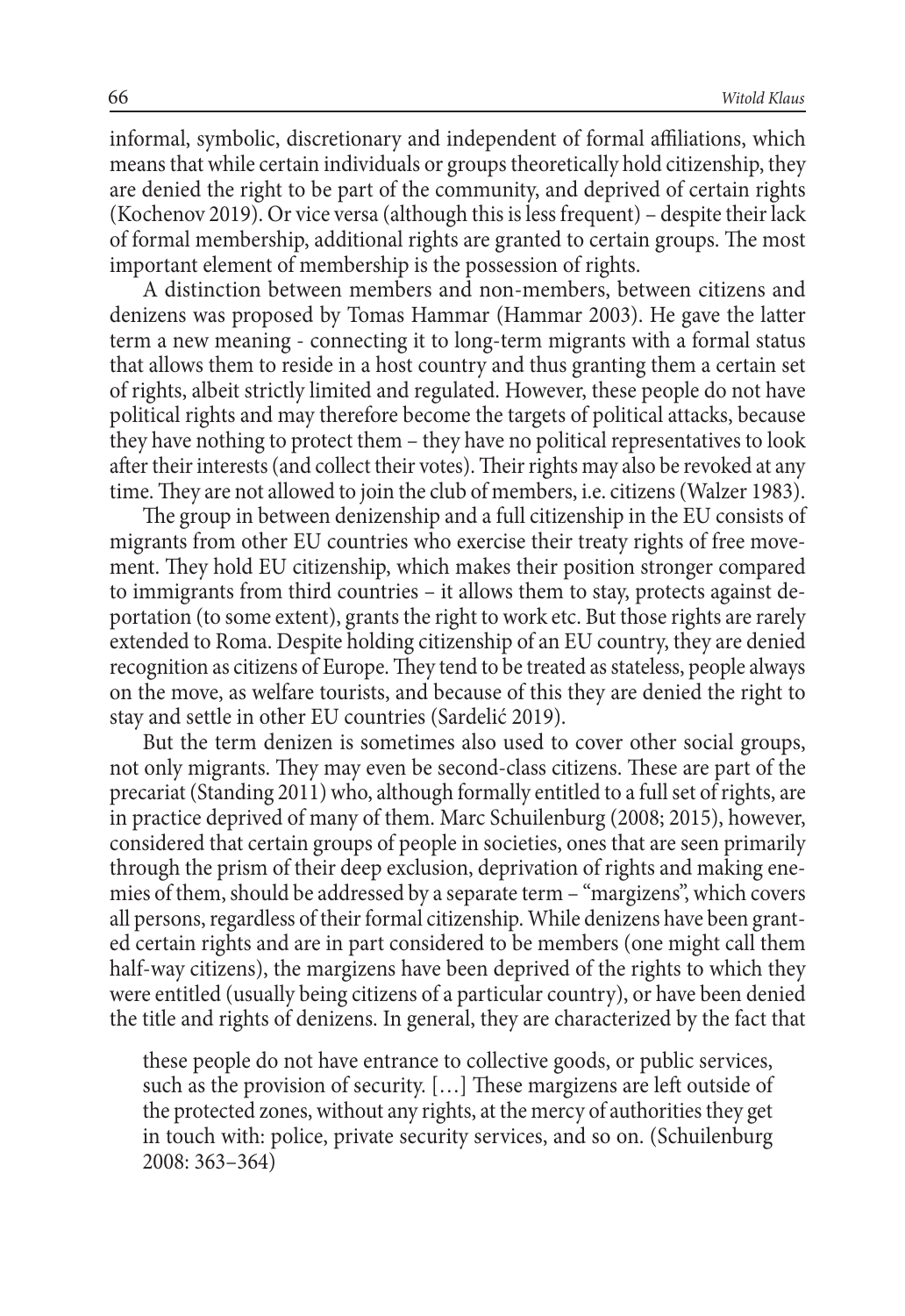informal, symbolic, discretionary and independent of formal affiliations, which means that while certain individuals or groups theoretically hold citizenship, they are denied the right to be part of the community, and deprived of certain rights (Kochenov 2019). Or vice versa (although this is less frequent) – despite their lack of formal membership, additional rights are granted to certain groups. The most important element of membership is the possession of rights.

A distinction between members and non-members, between citizens and denizens was proposed by Tomas Hammar (Hammar 2003). He gave the latter term a new meaning - connecting it to long-term migrants with a formal status that allows them to reside in a host country and thus granting them a certain set of rights, albeit strictly limited and regulated. However, these people do not have political rights and may therefore become the targets of political attacks, because they have nothing to protect them – they have no political representatives to look after their interests (and collect their votes). Their rights may also be revoked at any time. They are not allowed to join the club of members, i.e. citizens (Walzer 1983).

The group in between denizenship and a full citizenship in the EU consists of migrants from other EU countries who exercise their treaty rights of free movement. They hold EU citizenship, which makes their position stronger compared to immigrants from third countries – it allows them to stay, protects against deportation (to some extent), grants the right to work etc. But those rights are rarely extended to Roma. Despite holding citizenship of an EU country, they are denied recognition as citizens of Europe. They tend to be treated as stateless, people always on the move, as welfare tourists, and because of this they are denied the right to stay and settle in other EU countries (Sardelić 2019).

But the term denizen is sometimes also used to cover other social groups, not only migrants. They may even be second-class citizens. These are part of the precariat (Standing 2011) who, although formally entitled to a full set of rights, are in practice deprived of many of them. Marc Schuilenburg (2008; 2015), however, considered that certain groups of people in societies, ones that are seen primarily through the prism of their deep exclusion, deprivation of rights and making enemies of them, should be addressed by a separate term – "margizens", which covers all persons, regardless of their formal citizenship. While denizens have been granted certain rights and are in part considered to be members (one might call them half-way citizens), the margizens have been deprived of the rights to which they were entitled (usually being citizens of a particular country), or have been denied the title and rights of denizens. In general, they are characterized by the fact that

> these people do not have entrance to collective goods, or public services, such as the provision of security. […] These margizens are left outside of the protected zones, without any rights, at the mercy of authorities they get in touch with: police, private security services, and so on. (Schuilenburg 2008: 363–364)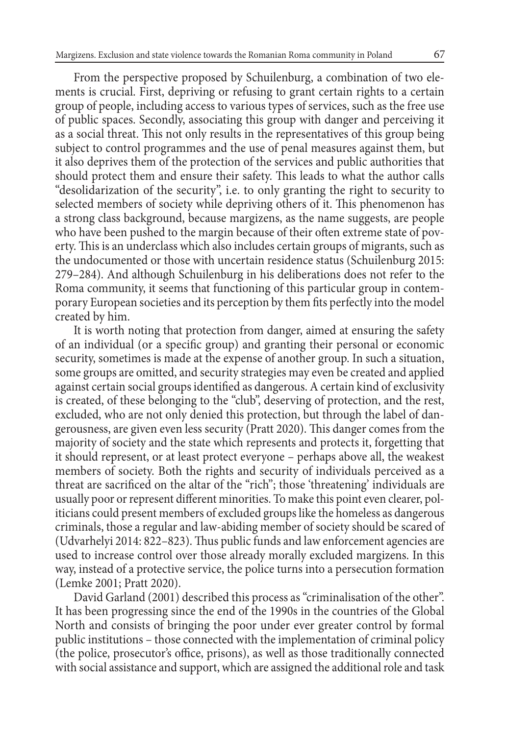From the perspective proposed by Schuilenburg, a combination of two elements is crucial. First, depriving or refusing to grant certain rights to a certain group of people, including access to various types of services, such as the free use of public spaces. Secondly, associating this group with danger and perceiving it as a social threat. This not only results in the representatives of this group being subject to control programmes and the use of penal measures against them, but it also deprives them of the protection of the services and public authorities that should protect them and ensure their safety. This leads to what the author calls "desolidarization of the security", i.e. to only granting the right to security to selected members of society while depriving others of it. This phenomenon has a strong class background, because margizens, as the name suggests, are people who have been pushed to the margin because of their often extreme state of poverty. This is an underclass which also includes certain groups of migrants, such as the undocumented or those with uncertain residence status (Schuilenburg 2015: 279–284). And although Schuilenburg in his deliberations does not refer to the Roma community, it seems that functioning of this particular group in contemporary European societies and its perception by them fits perfectly into the model created by him.

It is worth noting that protection from danger, aimed at ensuring the safety of an individual (or a specific group) and granting their personal or economic security, sometimes is made at the expense of another group. In such a situation, some groups are omitted, and security strategies may even be created and applied against certain social groups identified as dangerous. A certain kind of exclusivity is created, of these belonging to the "club", deserving of protection, and the rest, excluded, who are not only denied this protection, but through the label of dangerousness, are given even less security (Pratt 2020). This danger comes from the majority of society and the state which represents and protects it, forgetting that it should represent, or at least protect everyone – perhaps above all, the weakest members of society. Both the rights and security of individuals perceived as a threat are sacrificed on the altar of the "rich"; those 'threatening' individuals are usually poor or represent different minorities. To make this point even clearer, politicians could present members of excluded groups like the homeless as dangerous criminals, those a regular and law-abiding member of society should be scared of (Udvarhelyi 2014: 822–823). Thus public funds and law enforcement agencies are used to increase control over those already morally excluded margizens. In this way, instead of a protective service, the police turns into a persecution formation (Lemke 2001; Pratt 2020).

David Garland (2001) described this process as "criminalisation of the other". It has been progressing since the end of the 1990s in the countries of the Global North and consists of bringing the poor under ever greater control by formal public institutions – those connected with the implementation of criminal policy (the police, prosecutor's office, prisons), as well as those traditionally connected with social assistance and support, which are assigned the additional role and task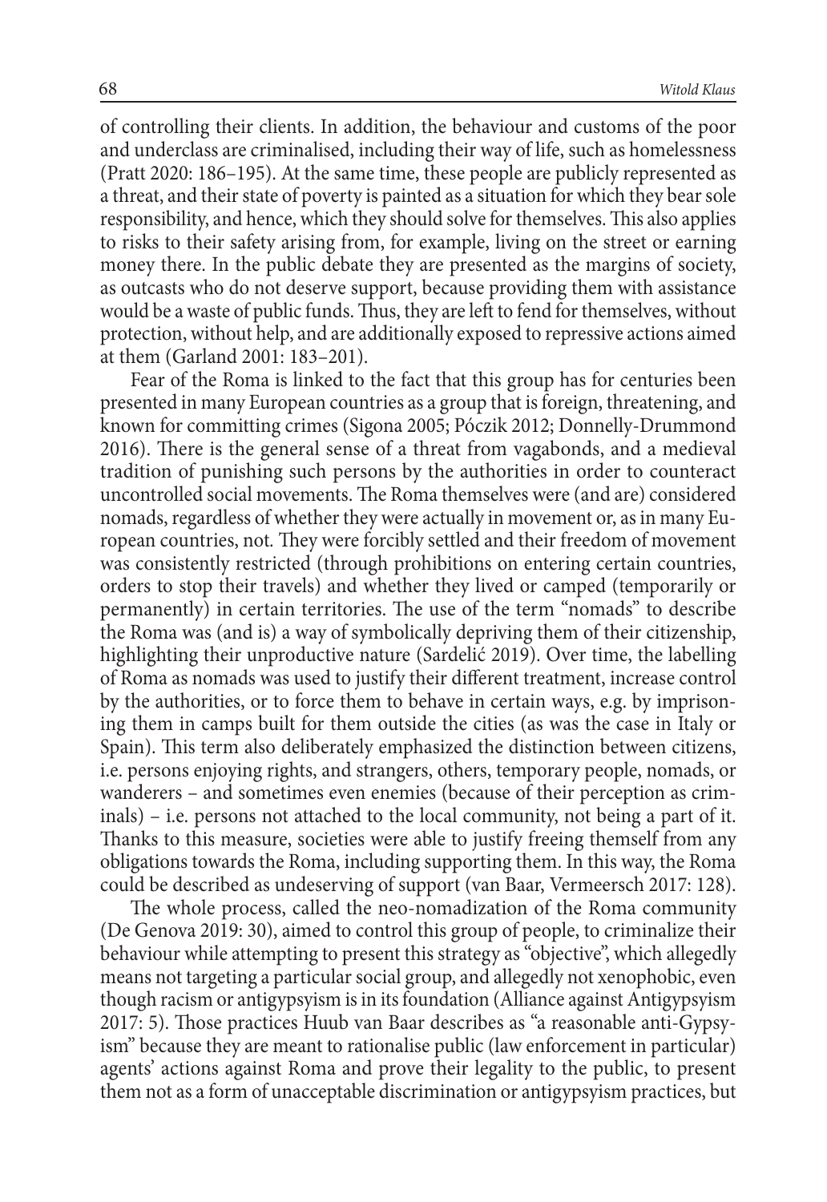of controlling their clients. In addition, the behaviour and customs of the poor and underclass are criminalised, including their way of life, such as homelessness (Pratt 2020: 186–195). At the same time, these people are publicly represented as a threat, and their state of poverty is painted as a situation for which they bear sole responsibility, and hence, which they should solve for themselves. This also applies to risks to their safety arising from, for example, living on the street or earning money there. In the public debate they are presented as the margins of society, as outcasts who do not deserve support, because providing them with assistance would be a waste of public funds. Thus, they are left to fend for themselves, without protection, without help, and are additionally exposed to repressive actions aimed at them (Garland 2001: 183–201).

Fear of the Roma is linked to the fact that this group has for centuries been presented in many European countries as a group that is foreign, threatening, and known for committing crimes (Sigona 2005; Póczik 2012; Donnelly-Drummond 2016). There is the general sense of a threat from vagabonds, and a medieval tradition of punishing such persons by the authorities in order to counteract uncontrolled social movements. The Roma themselves were (and are) considered nomads, regardless of whether they were actually in movement or, as in many European countries, not. They were forcibly settled and their freedom of movement was consistently restricted (through prohibitions on entering certain countries, orders to stop their travels) and whether they lived or camped (temporarily or permanently) in certain territories. The use of the term "nomads" to describe the Roma was (and is) a way of symbolically depriving them of their citizenship, highlighting their unproductive nature (Sardelić 2019). Over time, the labelling of Roma as nomads was used to justify their different treatment, increase control by the authorities, or to force them to behave in certain ways, e.g. by imprisoning them in camps built for them outside the cities (as was the case in Italy or Spain). This term also deliberately emphasized the distinction between citizens, i.e. persons enjoying rights, and strangers, others, temporary people, nomads, or wanderers – and sometimes even enemies (because of their perception as criminals) – i.e. persons not attached to the local community, not being a part of it. Thanks to this measure, societies were able to justify freeing themself from any obligations towards the Roma, including supporting them. In this way, the Roma could be described as undeserving of support (van Baar, Vermeersch 2017: 128).

The whole process, called the neo-nomadization of the Roma community (De Genova 2019: 30), aimed to control this group of people, to criminalize their behaviour while attempting to present this strategy as "objective", which allegedly means not targeting a particular social group, and allegedly not xenophobic, even though racism or antigypsyism is in its foundation (Alliance against Antigypsyism 2017: 5). Those practices Huub van Baar describes as "a reasonable anti-Gypsyism" because they are meant to rationalise public (law enforcement in particular) agents' actions against Roma and prove their legality to the public, to present them not as a form of unacceptable discrimination or antigypsyism practices, but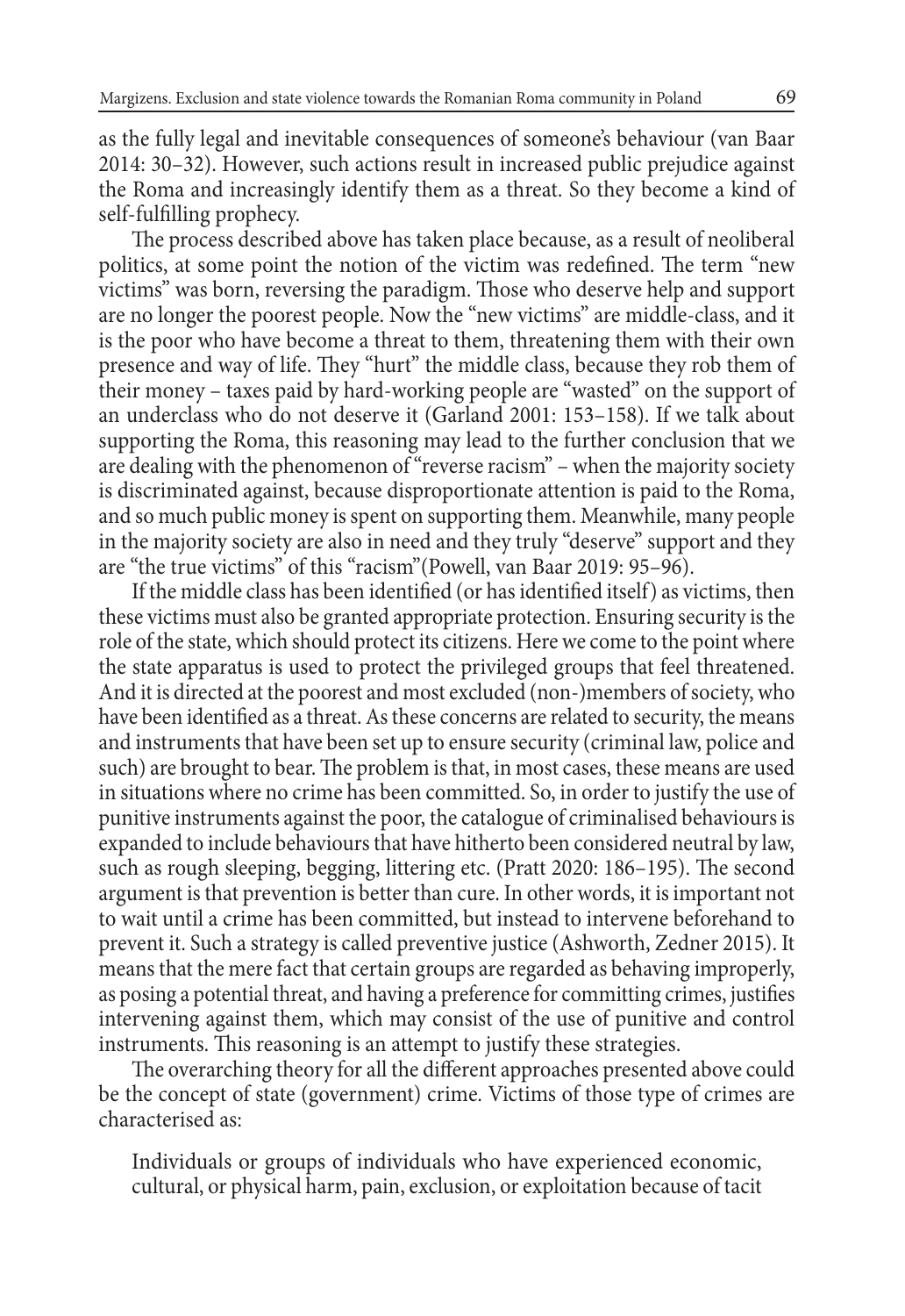as the fully legal and inevitable consequences of someone's behaviour (van Baar 2014: 30–32). However, such actions result in increased public prejudice against the Roma and increasingly identify them as a threat. So they become a kind of self-fulfilling prophecy.

The process described above has taken place because, as a result of neoliberal politics, at some point the notion of the victim was redefined. The term "new victims" was born, reversing the paradigm. Those who deserve help and support are no longer the poorest people. Now the "new victims" are middle-class, and it is the poor who have become a threat to them, threatening them with their own presence and way of life. They "hurt" the middle class, because they rob them of their money – taxes paid by hard-working people are "wasted" on the support of an underclass who do not deserve it (Garland 2001: 153–158). If we talk about supporting the Roma, this reasoning may lead to the further conclusion that we are dealing with the phenomenon of "reverse racism" – when the majority society is discriminated against, because disproportionate attention is paid to the Roma, and so much public money is spent on supporting them. Meanwhile, many people in the majority society are also in need and they truly "deserve" support and they are "the true victims" of this "racism"(Powell, van Baar 2019: 95–96).

If the middle class has been identified (or has identified itself) as victims, then these victims must also be granted appropriate protection. Ensuring security is the role of the state, which should protect its citizens. Here we come to the point where the state apparatus is used to protect the privileged groups that feel threatened. And it is directed at the poorest and most excluded (non-)members of society, who have been identified as a threat. As these concerns are related to security, the means and instruments that have been set up to ensure security (criminal law, police and such) are brought to bear. The problem is that, in most cases, these means are used in situations where no crime has been committed. So, in order to justify the use of punitive instruments against the poor, the catalogue of criminalised behaviours is expanded to include behaviours that have hitherto been considered neutral by law, such as rough sleeping, begging, littering etc. (Pratt 2020: 186–195). The second argument is that prevention is better than cure. In other words, it is important not to wait until a crime has been committed, but instead to intervene beforehand to prevent it. Such a strategy is called preventive justice (Ashworth, Zedner 2015). It means that the mere fact that certain groups are regarded as behaving improperly, as posing a potential threat, and having a preference for committing crimes, justifies intervening against them, which may consist of the use of punitive and control instruments. This reasoning is an attempt to justify these strategies.

The overarching theory for all the different approaches presented above could be the concept of state (government) crime. Victims of those type of crimes are characterised as:

> Individuals or groups of individuals who have experienced economic, cultural, or physical harm, pain, exclusion, or exploitation because of tacit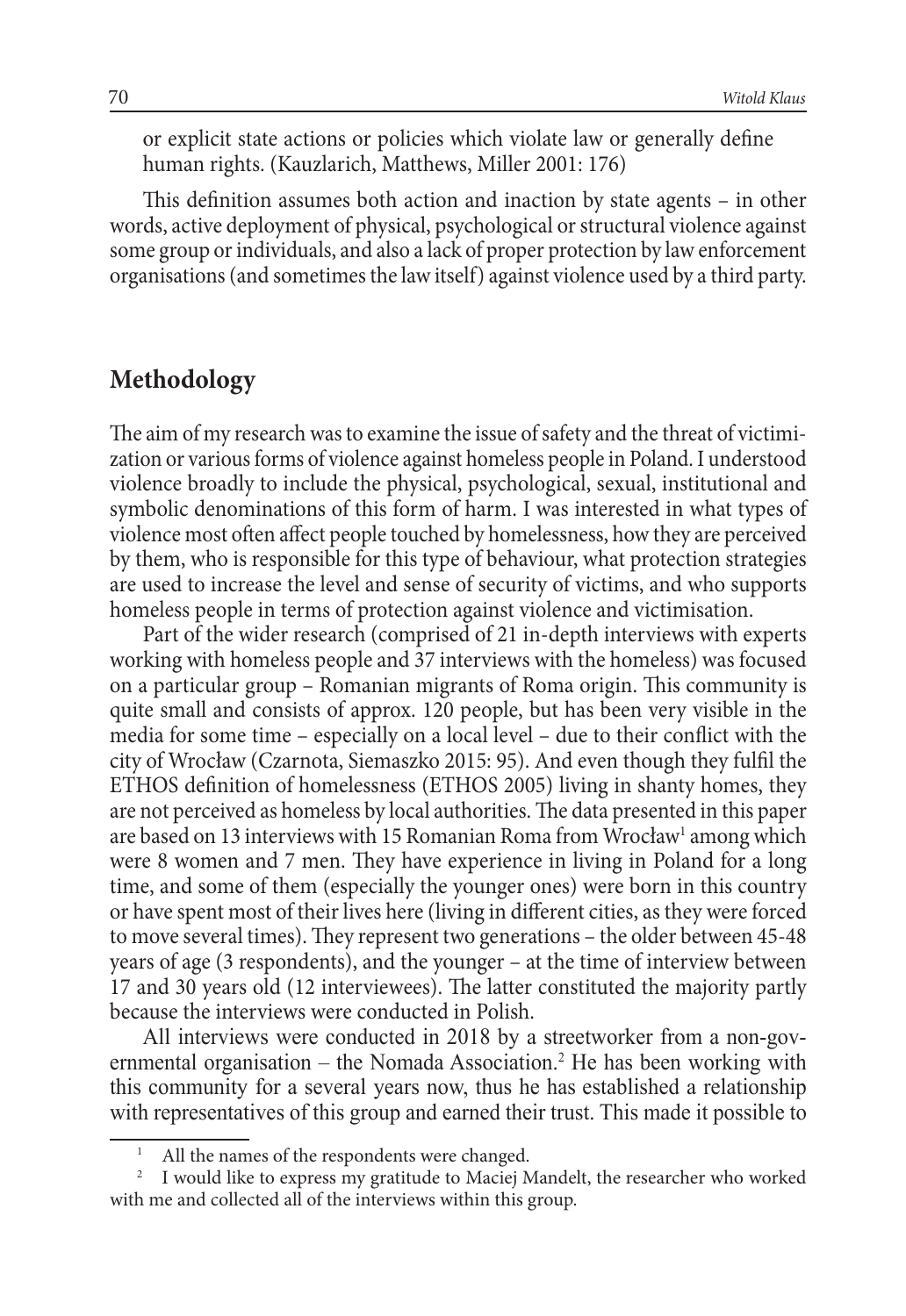or explicit state actions or policies which violate law or generally define human rights. (Kauzlarich, Matthews, Miller 2001: 176)

This definition assumes both action and inaction by state agents – in other words, active deployment of physical, psychological or structural violence against some group or individuals, and also a lack of proper protection by law enforcement organisations (and sometimes the law itself) against violence used by a third party.

## Methodology

The aim of my research was to examine the issue of safety and the threat of victimization or various forms of violence against homeless people in Poland. I understood violence broadly to include the physical, psychological, sexual, institutional and symbolic denominations of this form of harm. I was interested in what types of violence most often affect people touched by homelessness, how they are perceived by them, who is responsible for this type of behaviour, what protection strategies are used to increase the level and sense of security of victims, and who supports homeless people in terms of protection against violence and victimisation.

Part of the wider research (comprised of 21 in-depth interviews with experts working with homeless people and 37 interviews with the homeless) was focused on a particular group – Romanian migrants of Roma origin. This community is quite small and consists of approx. 120 people, but has been very visible in the media for some time – especially on a local level – due to their conflict with the city of Wrocław (Czarnota, Siemaszko 2015: 95). And even though they fulfil the ETHOS definition of homelessness (ETHOS 2005) living in shanty homes, they are not perceived as homeless by local authorities. The data presented in this paper are based on 13 interviews with 15 Romanian Roma from Wrocław[1] among which were 8 women and 7 men. They have experience in living in Poland for a long time, and some of them (especially the younger ones) were born in this country or have spent most of their lives here (living in different cities, as they were forced to move several times). They represent two generations – the older between 45-48 years of age (3 respondents), and the younger – at the time of interview between 17 and 30 years old (12 interviewees). The latter constituted the majority partly because the interviews were conducted in Polish.

All interviews were conducted in 2018 by a streetworker from a non-governmental organisation – the Nomada Association.[2] He has been working with this community for a several years now, thus he has established a relationship with representatives of this group and earned their trust. This made it possible to

[1] All the names of the respondents were changed.

[2] I would like to express my gratitude to Maciej Mandelt, the researcher who worked with me and collected all of the interviews within this group.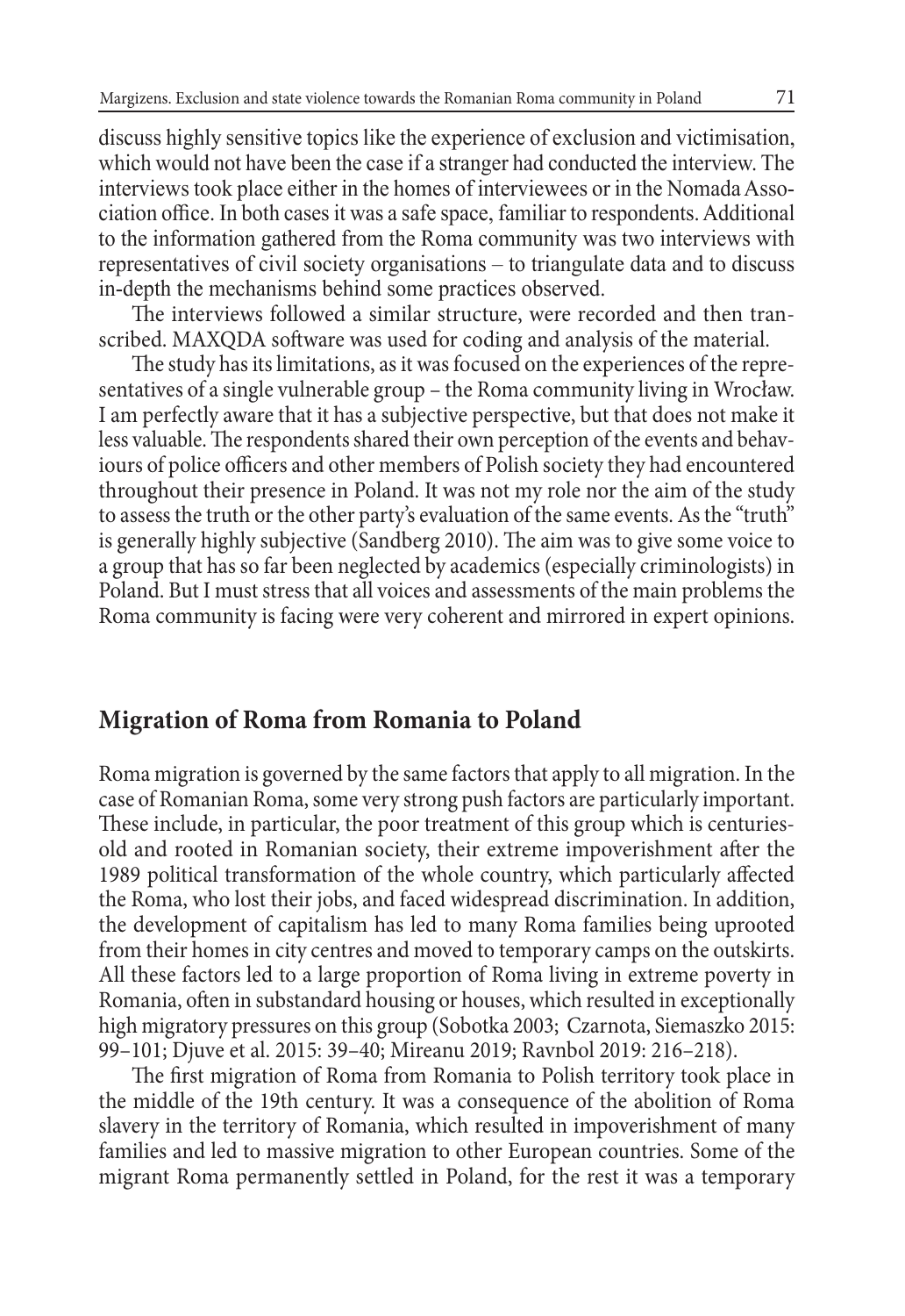discuss highly sensitive topics like the experience of exclusion and victimisation, which would not have been the case if a stranger had conducted the interview. The interviews took place either in the homes of interviewees or in the Nomada Association office. In both cases it was a safe space, familiar to respondents. Additional to the information gathered from the Roma community was two interviews with representatives of civil society organisations – to triangulate data and to discuss in-depth the mechanisms behind some practices observed.

The interviews followed a similar structure, were recorded and then transcribed. MAXQDA software was used for coding and analysis of the material.

The study has its limitations, as it was focused on the experiences of the representatives of a single vulnerable group – the Roma community living in Wrocław. I am perfectly aware that it has a subjective perspective, but that does not make it less valuable. The respondents shared their own perception of the events and behaviours of police officers and other members of Polish society they had encountered throughout their presence in Poland. It was not my role nor the aim of the study to assess the truth or the other party's evaluation of the same events. As the "truth" is generally highly subjective (Sandberg 2010). The aim was to give some voice to a group that has so far been neglected by academics (especially criminologists) in Poland. But I must stress that all voices and assessments of the main problems the Roma community is facing were very coherent and mirrored in expert opinions.

## Migration of Roma from Romania to Poland

Roma migration is governed by the same factors that apply to all migration. In the case of Romanian Roma, some very strong push factors are particularly important. These include, in particular, the poor treatment of this group which is centuries-old and rooted in Romanian society, their extreme impoverishment after the 1989 political transformation of the whole country, which particularly affected the Roma, who lost their jobs, and faced widespread discrimination. In addition, the development of capitalism has led to many Roma families being uprooted from their homes in city centres and moved to temporary camps on the outskirts. All these factors led to a large proportion of Roma living in extreme poverty in Romania, often in substandard housing or houses, which resulted in exceptionally high migratory pressures on this group (Sobotka 2003; Czarnota, Siemaszko 2015: 99–101; Djuve et al. 2015: 39–40; Mireanu 2019; Ravnbol 2019: 216–218).

The first migration of Roma from Romania to Polish territory took place in the middle of the 19th century. It was a consequence of the abolition of Roma slavery in the territory of Romania, which resulted in impoverishment of many families and led to massive migration to other European countries. Some of the migrant Roma permanently settled in Poland, for the rest it was a temporary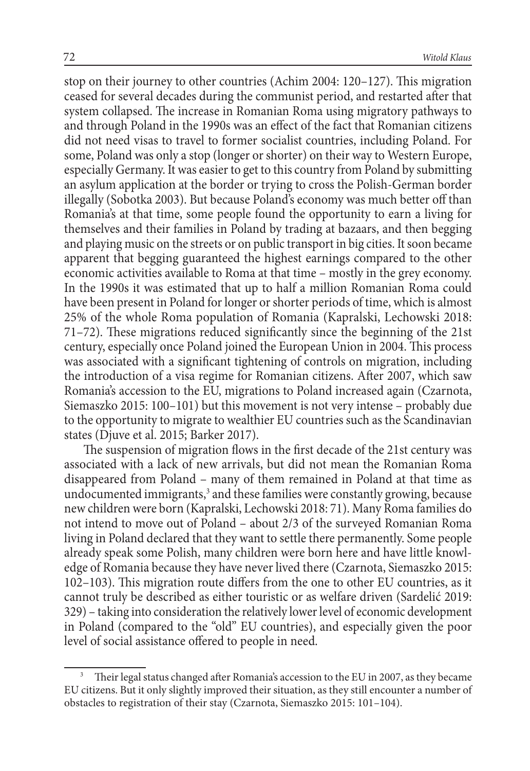stop on their journey to other countries (Achim 2004: 120–127). This migration ceased for several decades during the communist period, and restarted after that system collapsed. The increase in Romanian Roma using migratory pathways to and through Poland in the 1990s was an effect of the fact that Romanian citizens did not need visas to travel to former socialist countries, including Poland. For some, Poland was only a stop (longer or shorter) on their way to Western Europe, especially Germany. It was easier to get to this country from Poland by submitting an asylum application at the border or trying to cross the Polish-German border illegally (Sobotka 2003). But because Poland's economy was much better off than Romania's at that time, some people found the opportunity to earn a living for themselves and their families in Poland by trading at bazaars, and then begging and playing music on the streets or on public transport in big cities. It soon became apparent that begging guaranteed the highest earnings compared to the other economic activities available to Roma at that time – mostly in the grey economy. In the 1990s it was estimated that up to half a million Romanian Roma could have been present in Poland for longer or shorter periods of time, which is almost 25% of the whole Roma population of Romania (Kapralski, Lechowski 2018: 71–72). These migrations reduced significantly since the beginning of the 21st century, especially once Poland joined the European Union in 2004. This process was associated with a significant tightening of controls on migration, including the introduction of a visa regime for Romanian citizens. After 2007, which saw Romania's accession to the EU, migrations to Poland increased again (Czarnota, Siemaszko 2015: 100–101) but this movement is not very intense – probably due to the opportunity to migrate to wealthier EU countries such as the Scandinavian states (Djuve et al. 2015; Barker 2017).

The suspension of migration flows in the first decade of the 21st century was associated with a lack of new arrivals, but did not mean the Romanian Roma disappeared from Poland – many of them remained in Poland at that time as undocumented immigrants,[3] and these families were constantly growing, because new children were born (Kapralski, Lechowski 2018: 71). Many Roma families do not intend to move out of Poland – about 2/3 of the surveyed Romanian Roma living in Poland declared that they want to settle there permanently. Some people already speak some Polish, many children were born here and have little knowledge of Romania because they have never lived there (Czarnota, Siemaszko 2015: 102–103). This migration route differs from the one to other EU countries, as it cannot truly be described as either touristic or as welfare driven (Sardelić 2019: 329) – taking into consideration the relatively lower level of economic development in Poland (compared to the "old" EU countries), and especially given the poor level of social assistance offered to people in need.

[3] Their legal status changed after Romania's accession to the EU in 2007, as they became EU citizens. But it only slightly improved their situation, as they still encounter a number of obstacles to registration of their stay (Czarnota, Siemaszko 2015: 101–104).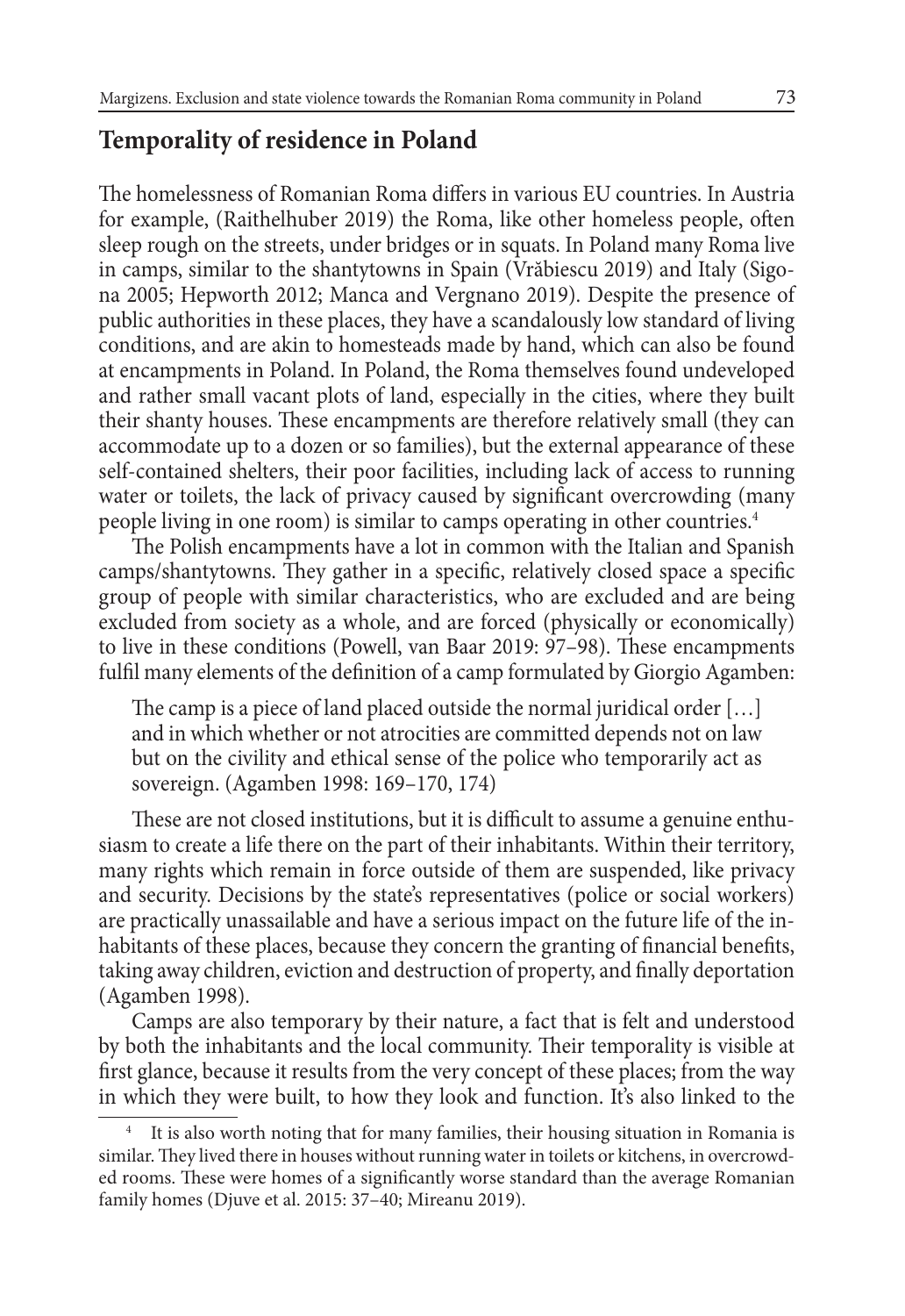## Temporality of residence in Poland

The homelessness of Romanian Roma differs in various EU countries. In Austria for example, (Raithelhuber 2019) the Roma, like other homeless people, often sleep rough on the streets, under bridges or in squats. In Poland many Roma live in camps, similar to the shantytowns in Spain (Vrăbiescu 2019) and Italy (Sigona 2005; Hepworth 2012; Manca and Vergnano 2019). Despite the presence of public authorities in these places, they have a scandalously low standard of living conditions, and are akin to homesteads made by hand, which can also be found at encampments in Poland. In Poland, the Roma themselves found undeveloped and rather small vacant plots of land, especially in the cities, where they built their shanty houses. These encampments are therefore relatively small (they can accommodate up to a dozen or so families), but the external appearance of these self-contained shelters, their poor facilities, including lack of access to running water or toilets, the lack of privacy caused by significant overcrowding (many people living in one room) is similar to camps operating in other countries.[4]

The Polish encampments have a lot in common with the Italian and Spanish camps/shantytowns. They gather in a specific, relatively closed space a specific group of people with similar characteristics, who are excluded and are being excluded from society as a whole, and are forced (physically or economically) to live in these conditions (Powell, van Baar 2019: 97–98). These encampments fulfil many elements of the definition of a camp formulated by Giorgio Agamben:

> The camp is a piece of land placed outside the normal juridical order […] and in which whether or not atrocities are committed depends not on law but on the civility and ethical sense of the police who temporarily act as sovereign. (Agamben 1998: 169–170, 174)

These are not closed institutions, but it is difficult to assume a genuine enthusiasm to create a life there on the part of their inhabitants. Within their territory, many rights which remain in force outside of them are suspended, like privacy and security. Decisions by the state's representatives (police or social workers) are practically unassailable and have a serious impact on the future life of the inhabitants of these places, because they concern the granting of financial benefits, taking away children, eviction and destruction of property, and finally deportation (Agamben 1998).

Camps are also temporary by their nature, a fact that is felt and understood by both the inhabitants and the local community. Their temporality is visible at first glance, because it results from the very concept of these places; from the way in which they were built, to how they look and function. It's also linked to the

[4] It is also worth noting that for many families, their housing situation in Romania is similar. They lived there in houses without running water in toilets or kitchens, in overcrowded rooms. These were homes of a significantly worse standard than the average Romanian family homes (Djuve et al. 2015: 37–40; Mireanu 2019).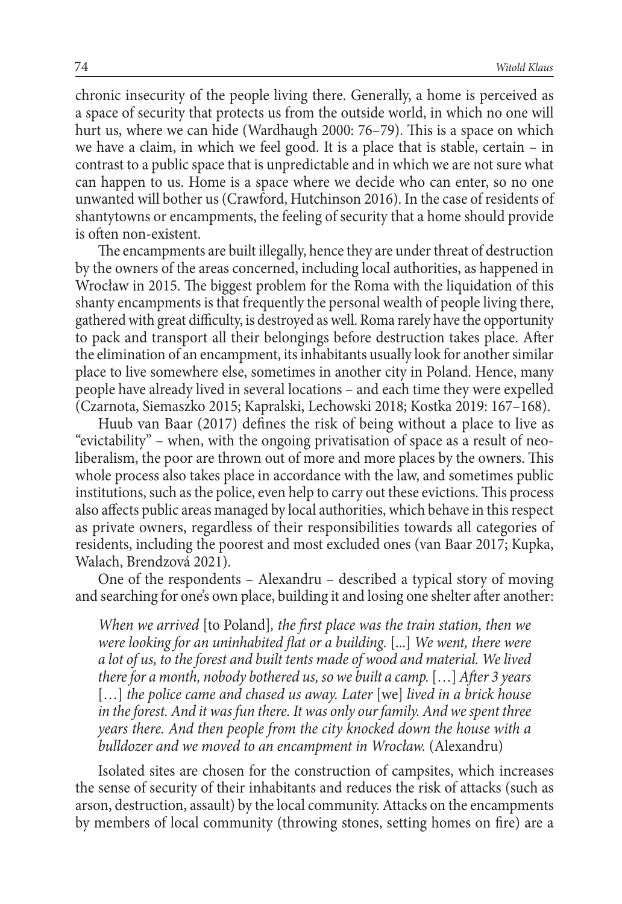chronic insecurity of the people living there. Generally, a home is perceived as a space of security that protects us from the outside world, in which no one will hurt us, where we can hide (Wardhaugh 2000: 76–79). This is a space on which we have a claim, in which we feel good. It is a place that is stable, certain – in contrast to a public space that is unpredictable and in which we are not sure what can happen to us. Home is a space where we decide who can enter, so no one unwanted will bother us (Crawford, Hutchinson 2016). In the case of residents of shantytowns or encampments, the feeling of security that a home should provide is often non-existent.

The encampments are built illegally, hence they are under threat of destruction by the owners of the areas concerned, including local authorities, as happened in Wrocław in 2015. The biggest problem for the Roma with the liquidation of this shanty encampments is that frequently the personal wealth of people living there, gathered with great difficulty, is destroyed as well. Roma rarely have the opportunity to pack and transport all their belongings before destruction takes place. After the elimination of an encampment, its inhabitants usually look for another similar place to live somewhere else, sometimes in another city in Poland. Hence, many people have already lived in several locations – and each time they were expelled (Czarnota, Siemaszko 2015; Kapralski, Lechowski 2018; Kostka 2019: 167–168).

Huub van Baar (2017) defines the risk of being without a place to live as "evictability" – when, with the ongoing privatisation of space as a result of neo-liberalism, the poor are thrown out of more and more places by the owners. This whole process also takes place in accordance with the law, and sometimes public institutions, such as the police, even help to carry out these evictions. This process also affects public areas managed by local authorities, which behave in this respect as private owners, regardless of their responsibilities towards all categories of residents, including the poorest and most excluded ones (van Baar 2017; Kupka, Walach, Brendzová 2021).

One of the respondents – Alexandru – described a typical story of moving and searching for one's own place, building it and losing one shelter after another:

> *When we arrived* [to Poland]*, the first place was the train station, then we were looking for an uninhabited flat or a building.* [...] *We went, there were a lot of us, to the forest and built tents made of wood and material. We lived there for a month, nobody bothered us, so we built a camp.* […] *After 3 years* […] *the police came and chased us away. Later* [we] *lived in a brick house in the forest. And it was fun there. It was only our family. And we spent three years there. And then people from the city knocked down the house with a bulldozer and we moved to an encampment in Wrocław.* (Alexandru)

Isolated sites are chosen for the construction of campsites, which increases the sense of security of their inhabitants and reduces the risk of attacks (such as arson, destruction, assault) by the local community. Attacks on the encampments by members of local community (throwing stones, setting homes on fire) are a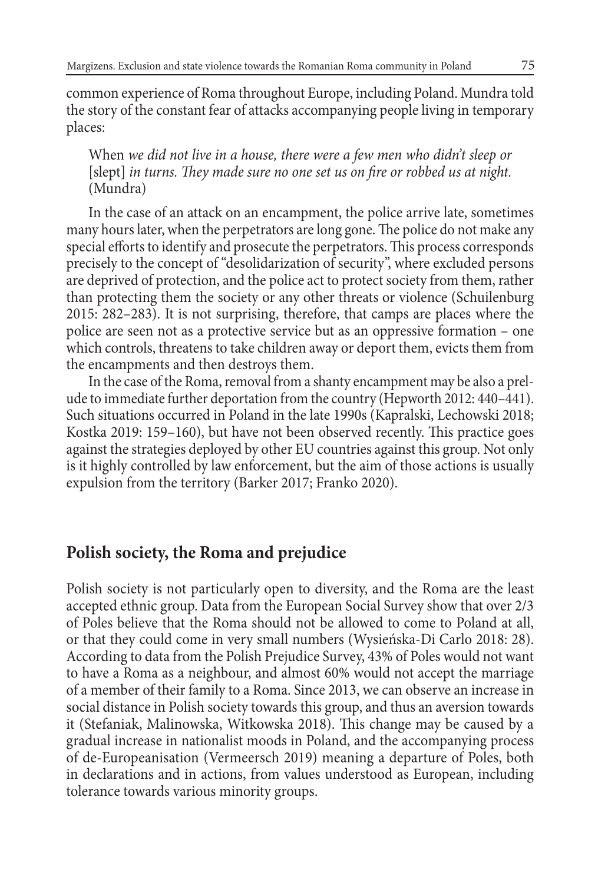common experience of Roma throughout Europe, including Poland. Mundra told the story of the constant fear of attacks accompanying people living in temporary places:

> When *we did not live in a house, there were a few men who didn't sleep or* [slept] *in turns. They made sure no one set us on fire or robbed us at night.* (Mundra)

In the case of an attack on an encampment, the police arrive late, sometimes many hours later, when the perpetrators are long gone. The police do not make any special efforts to identify and prosecute the perpetrators. This process corresponds precisely to the concept of "desolidarization of security", where excluded persons are deprived of protection, and the police act to protect society from them, rather than protecting them the society or any other threats or violence (Schuilenburg 2015: 282–283). It is not surprising, therefore, that camps are places where the police are seen not as a protective service but as an oppressive formation – one which controls, threatens to take children away or deport them, evicts them from the encampments and then destroys them.

In the case of the Roma, removal from a shanty encampment may be also a prelude to immediate further deportation from the country (Hepworth 2012: 440–441). Such situations occurred in Poland in the late 1990s (Kapralski, Lechowski 2018; Kostka 2019: 159–160), but have not been observed recently. This practice goes against the strategies deployed by other EU countries against this group. Not only is it highly controlled by law enforcement, but the aim of those actions is usually expulsion from the territory (Barker 2017; Franko 2020).

## Polish society, the Roma and prejudice

Polish society is not particularly open to diversity, and the Roma are the least accepted ethnic group. Data from the European Social Survey show that over 2/3 of Poles believe that the Roma should not be allowed to come to Poland at all, or that they could come in very small numbers (Wysieńska-Di Carlo 2018: 28). According to data from the Polish Prejudice Survey, 43% of Poles would not want to have a Roma as a neighbour, and almost 60% would not accept the marriage of a member of their family to a Roma. Since 2013, we can observe an increase in social distance in Polish society towards this group, and thus an aversion towards it (Stefaniak, Malinowska, Witkowska 2018). This change may be caused by a gradual increase in nationalist moods in Poland, and the accompanying process of de-Europeanisation (Vermeersch 2019) meaning a departure of Poles, both in declarations and in actions, from values understood as European, including tolerance towards various minority groups.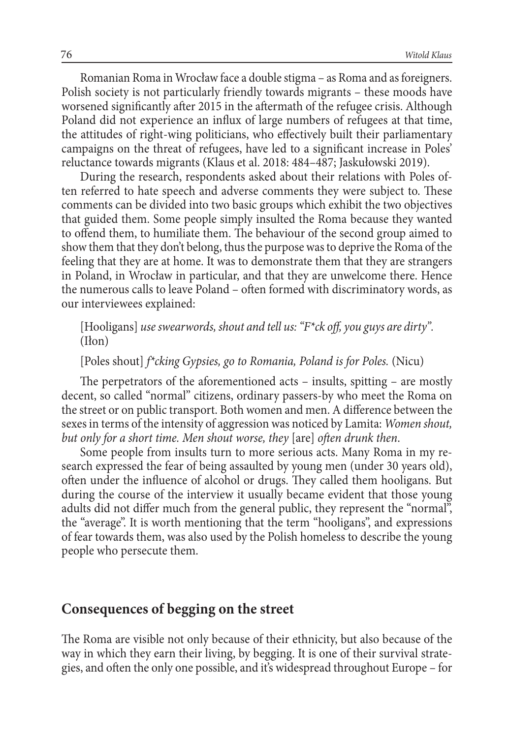Romanian Roma in Wrocław face a double stigma – as Roma and as foreigners. Polish society is not particularly friendly towards migrants – these moods have worsened significantly after 2015 in the aftermath of the refugee crisis. Although Poland did not experience an influx of large numbers of refugees at that time, the attitudes of right-wing politicians, who effectively built their parliamentary campaigns on the threat of refugees, have led to a significant increase in Poles' reluctance towards migrants (Klaus et al. 2018: 484–487; Jaskułowski 2019).

During the research, respondents asked about their relations with Poles often referred to hate speech and adverse comments they were subject to. These comments can be divided into two basic groups which exhibit the two objectives that guided them. Some people simply insulted the Roma because they wanted to offend them, to humiliate them. The behaviour of the second group aimed to show them that they don't belong, thus the purpose was to deprive the Roma of the feeling that they are at home. It was to demonstrate them that they are strangers in Poland, in Wrocław in particular, and that they are unwelcome there. Hence the numerous calls to leave Poland – often formed with discriminatory words, as our interviewees explained:

> [Hooligans] *use swearwords, shout and tell us: "F*ck off, you guys are dirty".* (Iłon)

> [Poles shout] *f*cking Gypsies, go to Romania, Poland is for Poles.* (Nicu)

The perpetrators of the aforementioned acts – insults, spitting – are mostly decent, so called "normal" citizens, ordinary passers-by who meet the Roma on the street or on public transport. Both women and men. A difference between the sexes in terms of the intensity of aggression was noticed by Lamita: *Women shout, but only for a short time. Men shout worse, they* [are] *often drunk then*.

Some people from insults turn to more serious acts. Many Roma in my research expressed the fear of being assaulted by young men (under 30 years old), often under the influence of alcohol or drugs. They called them hooligans. But during the course of the interview it usually became evident that those young adults did not differ much from the general public, they represent the "normal", the "average". It is worth mentioning that the term "hooligans", and expressions of fear towards them, was also used by the Polish homeless to describe the young people who persecute them.

## Consequences of begging on the street

The Roma are visible not only because of their ethnicity, but also because of the way in which they earn their living, by begging. It is one of their survival strategies, and often the only one possible, and it's widespread throughout Europe – for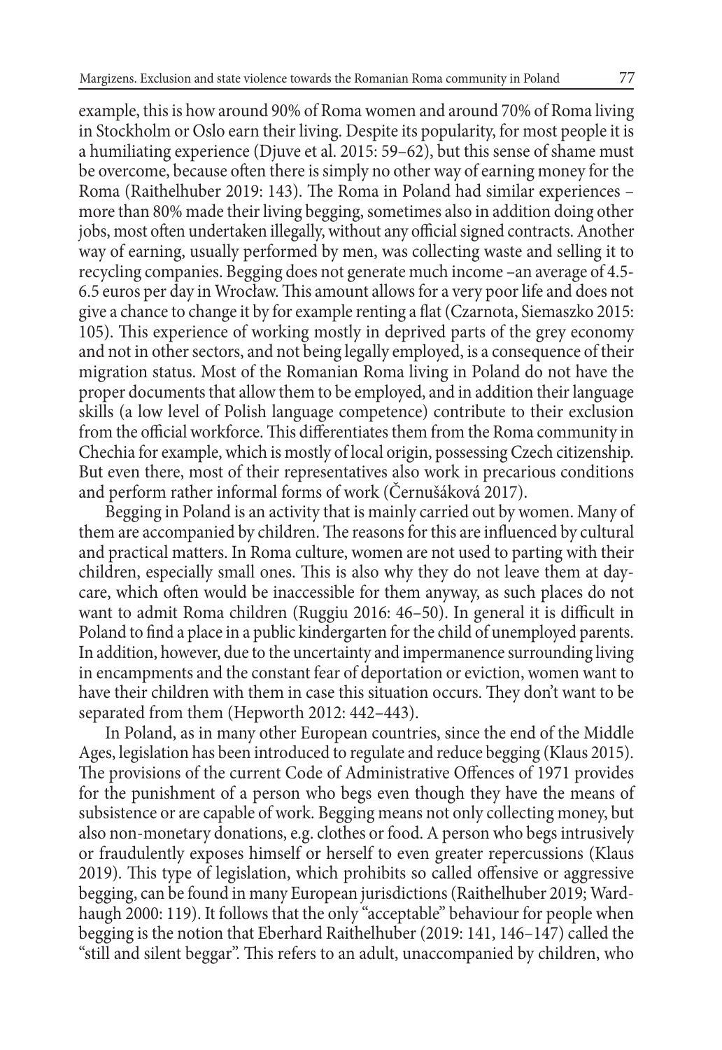example, this is how around 90% of Roma women and around 70% of Roma living in Stockholm or Oslo earn their living. Despite its popularity, for most people it is a humiliating experience (Djuve et al. 2015: 59–62), but this sense of shame must be overcome, because often there is simply no other way of earning money for the Roma (Raithelhuber 2019: 143). The Roma in Poland had similar experiences – more than 80% made their living begging, sometimes also in addition doing other jobs, most often undertaken illegally, without any official signed contracts. Another way of earning, usually performed by men, was collecting waste and selling it to recycling companies. Begging does not generate much income –an average of 4.5-6.5 euros per day in Wrocław. This amount allows for a very poor life and does not give a chance to change it by for example renting a flat (Czarnota, Siemaszko 2015: 105). This experience of working mostly in deprived parts of the grey economy and not in other sectors, and not being legally employed, is a consequence of their migration status. Most of the Romanian Roma living in Poland do not have the proper documents that allow them to be employed, and in addition their language skills (a low level of Polish language competence) contribute to their exclusion from the official workforce. This differentiates them from the Roma community in Chechia for example, which is mostly of local origin, possessing Czech citizenship. But even there, most of their representatives also work in precarious conditions and perform rather informal forms of work (Černušáková 2017).

Begging in Poland is an activity that is mainly carried out by women. Many of them are accompanied by children. The reasons for this are influenced by cultural and practical matters. In Roma culture, women are not used to parting with their children, especially small ones. This is also why they do not leave them at day-care, which often would be inaccessible for them anyway, as such places do not want to admit Roma children (Ruggiu 2016: 46–50). In general it is difficult in Poland to find a place in a public kindergarten for the child of unemployed parents. In addition, however, due to the uncertainty and impermanence surrounding living in encampments and the constant fear of deportation or eviction, women want to have their children with them in case this situation occurs. They don't want to be separated from them (Hepworth 2012: 442–443).

In Poland, as in many other European countries, since the end of the Middle Ages, legislation has been introduced to regulate and reduce begging (Klaus 2015). The provisions of the current Code of Administrative Offences of 1971 provides for the punishment of a person who begs even though they have the means of subsistence or are capable of work. Begging means not only collecting money, but also non-monetary donations, e.g. clothes or food. A person who begs intrusively or fraudulently exposes himself or herself to even greater repercussions (Klaus 2019). This type of legislation, which prohibits so called offensive or aggressive begging, can be found in many European jurisdictions (Raithelhuber 2019; Wardhaugh 2000: 119). It follows that the only "acceptable" behaviour for people when begging is the notion that Eberhard Raithelhuber (2019: 141, 146–147) called the "still and silent beggar". This refers to an adult, unaccompanied by children, who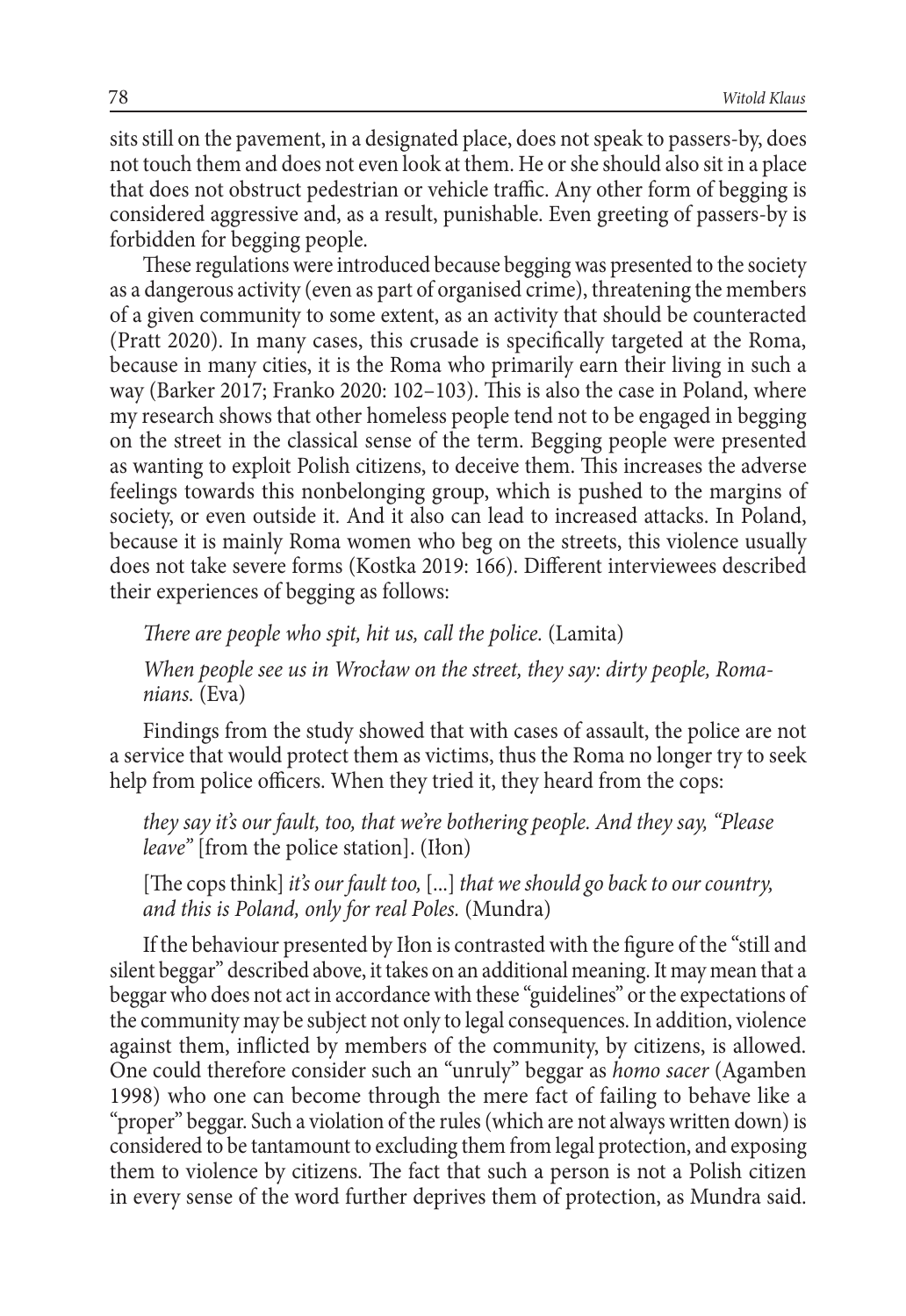sits still on the pavement, in a designated place, does not speak to passers-by, does not touch them and does not even look at them. He or she should also sit in a place that does not obstruct pedestrian or vehicle traffic. Any other form of begging is considered aggressive and, as a result, punishable. Even greeting of passers-by is forbidden for begging people.

These regulations were introduced because begging was presented to the society as a dangerous activity (even as part of organised crime), threatening the members of a given community to some extent, as an activity that should be counteracted (Pratt 2020). In many cases, this crusade is specifically targeted at the Roma, because in many cities, it is the Roma who primarily earn their living in such a way (Barker 2017; Franko 2020: 102–103). This is also the case in Poland, where my research shows that other homeless people tend not to be engaged in begging on the street in the classical sense of the term. Begging people were presented as wanting to exploit Polish citizens, to deceive them. This increases the adverse feelings towards this nonbelonging group, which is pushed to the margins of society, or even outside it. And it also can lead to increased attacks. In Poland, because it is mainly Roma women who beg on the streets, this violence usually does not take severe forms (Kostka 2019: 166). Different interviewees described their experiences of begging as follows:

> *There are people who spit, hit us, call the police.* (Lamita)
>
> *When people see us in Wrocław on the street, they say: dirty people, Romanians.* (Eva)

Findings from the study showed that with cases of assault, the police are not a service that would protect them as victims, thus the Roma no longer try to seek help from police officers. When they tried it, they heard from the cops:

> *they say it's our fault, too, that we're bothering people. And they say, "Please leave"* [from the police station]. (Iłon)
>
> [The cops think] *it's our fault too,* [...] *that we should go back to our country, and this is Poland, only for real Poles.* (Mundra)

If the behaviour presented by Iłon is contrasted with the figure of the "still and silent beggar" described above, it takes on an additional meaning. It may mean that a beggar who does not act in accordance with these "guidelines" or the expectations of the community may be subject not only to legal consequences. In addition, violence against them, inflicted by members of the community, by citizens, is allowed. One could therefore consider such an "unruly" beggar as *homo sacer* (Agamben 1998) who one can become through the mere fact of failing to behave like a "proper" beggar. Such a violation of the rules (which are not always written down) is considered to be tantamount to excluding them from legal protection, and exposing them to violence by citizens. The fact that such a person is not a Polish citizen in every sense of the word further deprives them of protection, as Mundra said.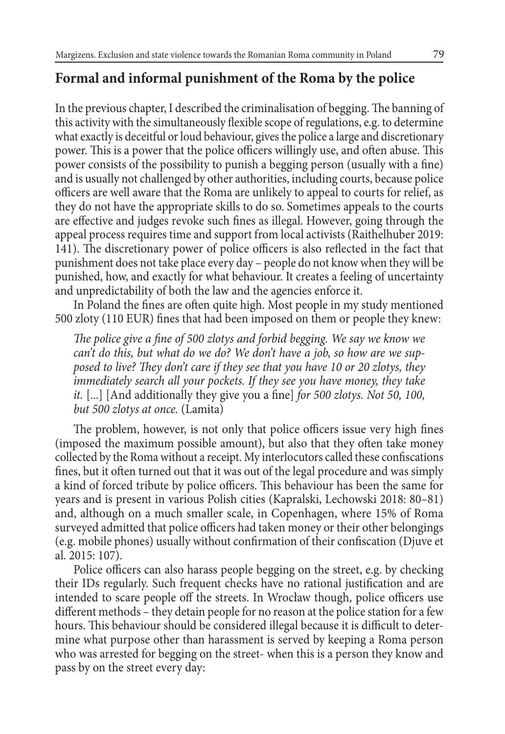## Formal and informal punishment of the Roma by the police

In the previous chapter, I described the criminalisation of begging. The banning of this activity with the simultaneously flexible scope of regulations, e.g. to determine what exactly is deceitful or loud behaviour, gives the police a large and discretionary power. This is a power that the police officers willingly use, and often abuse. This power consists of the possibility to punish a begging person (usually with a fine) and is usually not challenged by other authorities, including courts, because police officers are well aware that the Roma are unlikely to appeal to courts for relief, as they do not have the appropriate skills to do so. Sometimes appeals to the courts are effective and judges revoke such fines as illegal. However, going through the appeal process requires time and support from local activists (Raithelhuber 2019: 141). The discretionary power of police officers is also reflected in the fact that punishment does not take place every day – people do not know when they will be punished, how, and exactly for what behaviour. It creates a feeling of uncertainty and unpredictability of both the law and the agencies enforce it.

In Poland the fines are often quite high. Most people in my study mentioned 500 zloty (110 EUR) fines that had been imposed on them or people they knew:

> *The police give a fine of 500 zlotys and forbid begging. We say we know we can't do this, but what do we do? We don't have a job, so how are we supposed to live? They don't care if they see that you have 10 or 20 zlotys, they immediately search all your pockets. If they see you have money, they take it.* [...] [And additionally they give you a fine] *for 500 zlotys. Not 50, 100, but 500 zlotys at once.* (Lamita)

The problem, however, is not only that police officers issue very high fines (imposed the maximum possible amount), but also that they often take money collected by the Roma without a receipt. My interlocutors called these confiscations fines, but it often turned out that it was out of the legal procedure and was simply a kind of forced tribute by police officers. This behaviour has been the same for years and is present in various Polish cities (Kapralski, Lechowski 2018: 80–81) and, although on a much smaller scale, in Copenhagen, where 15% of Roma surveyed admitted that police officers had taken money or their other belongings (e.g. mobile phones) usually without confirmation of their confiscation (Djuve et al. 2015: 107).

Police officers can also harass people begging on the street, e.g. by checking their IDs regularly. Such frequent checks have no rational justification and are intended to scare people off the streets. In Wrocław though, police officers use different methods – they detain people for no reason at the police station for a few hours. This behaviour should be considered illegal because it is difficult to determine what purpose other than harassment is served by keeping a Roma person who was arrested for begging on the street- when this is a person they know and pass by on the street every day: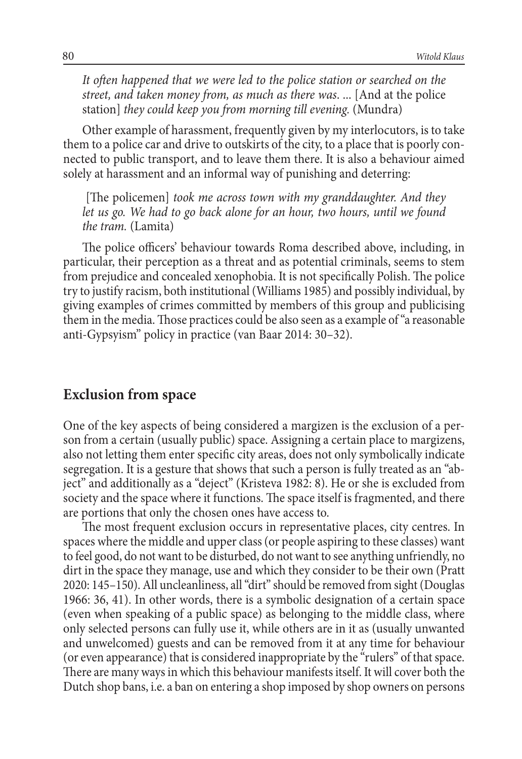*It often happened that we were led to the police station or searched on the street, and taken money from, as much as there was. ...* [And at the police station] *they could keep you from morning till evening.* (Mundra)

Other example of harassment, frequently given by my interlocutors, is to take them to a police car and drive to outskirts of the city, to a place that is poorly connected to public transport, and to leave them there. It is also a behaviour aimed solely at harassment and an informal way of punishing and deterring:

[The policemen] *took me across town with my granddaughter. And they let us go. We had to go back alone for an hour, two hours, until we found the tram.* (Lamita)

The police officers' behaviour towards Roma described above, including, in particular, their perception as a threat and as potential criminals, seems to stem from prejudice and concealed xenophobia. It is not specifically Polish. The police try to justify racism, both institutional (Williams 1985) and possibly individual, by giving examples of crimes committed by members of this group and publicising them in the media. Those practices could be also seen as a example of "a reasonable anti-Gypsyism" policy in practice (van Baar 2014: 30–32).

## Exclusion from space

One of the key aspects of being considered a margizen is the exclusion of a person from a certain (usually public) space. Assigning a certain place to margizens, also not letting them enter specific city areas, does not only symbolically indicate segregation. It is a gesture that shows that such a person is fully treated as an "abject" and additionally as a "deject" (Kristeva 1982: 8). He or she is excluded from society and the space where it functions. The space itself is fragmented, and there are portions that only the chosen ones have access to.

The most frequent exclusion occurs in representative places, city centres. In spaces where the middle and upper class (or people aspiring to these classes) want to feel good, do not want to be disturbed, do not want to see anything unfriendly, no dirt in the space they manage, use and which they consider to be their own (Pratt 2020: 145–150). All uncleanliness, all "dirt" should be removed from sight (Douglas 1966: 36, 41). In other words, there is a symbolic designation of a certain space (even when speaking of a public space) as belonging to the middle class, where only selected persons can fully use it, while others are in it as (usually unwanted and unwelcomed) guests and can be removed from it at any time for behaviour (or even appearance) that is considered inappropriate by the "rulers" of that space. There are many ways in which this behaviour manifests itself. It will cover both the Dutch shop bans, i.e. a ban on entering a shop imposed by shop owners on persons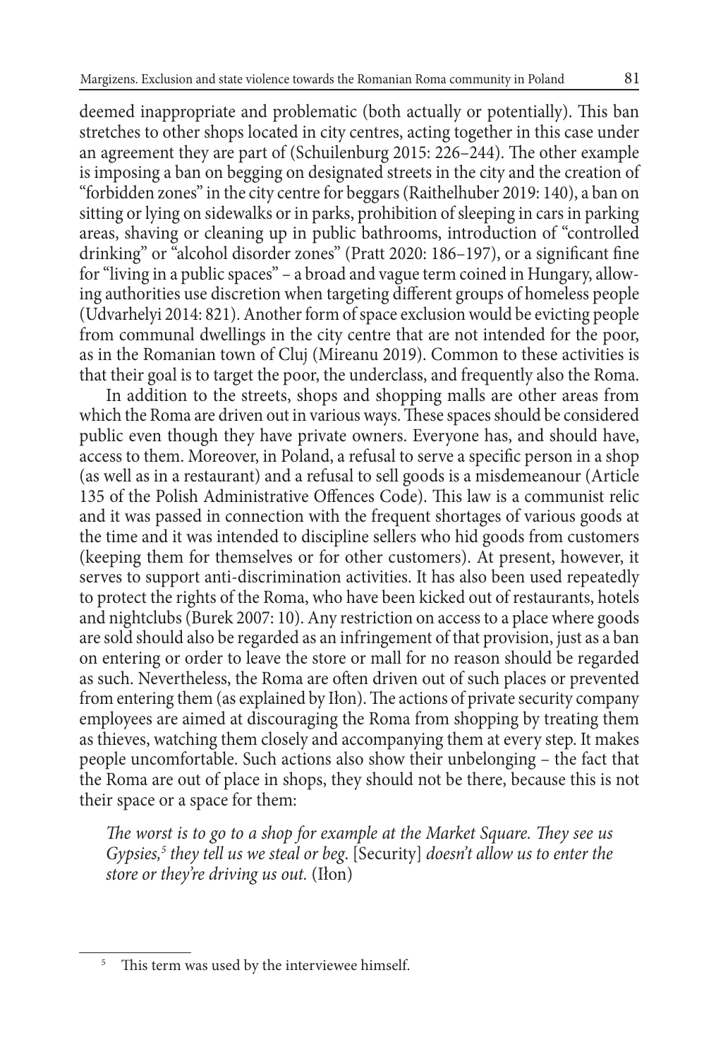deemed inappropriate and problematic (both actually or potentially). This ban stretches to other shops located in city centres, acting together in this case under an agreement they are part of (Schuilenburg 2015: 226–244). The other example is imposing a ban on begging on designated streets in the city and the creation of "forbidden zones" in the city centre for beggars (Raithelhuber 2019: 140), a ban on sitting or lying on sidewalks or in parks, prohibition of sleeping in cars in parking areas, shaving or cleaning up in public bathrooms, introduction of "controlled drinking" or "alcohol disorder zones" (Pratt 2020: 186–197), or a significant fine for "living in a public spaces" – a broad and vague term coined in Hungary, allowing authorities use discretion when targeting different groups of homeless people (Udvarhelyi 2014: 821). Another form of space exclusion would be evicting people from communal dwellings in the city centre that are not intended for the poor, as in the Romanian town of Cluj (Mireanu 2019). Common to these activities is that their goal is to target the poor, the underclass, and frequently also the Roma.

In addition to the streets, shops and shopping malls are other areas from which the Roma are driven out in various ways. These spaces should be considered public even though they have private owners. Everyone has, and should have, access to them. Moreover, in Poland, a refusal to serve a specific person in a shop (as well as in a restaurant) and a refusal to sell goods is a misdemeanour (Article 135 of the Polish Administrative Offences Code). This law is a communist relic and it was passed in connection with the frequent shortages of various goods at the time and it was intended to discipline sellers who hid goods from customers (keeping them for themselves or for other customers). At present, however, it serves to support anti-discrimination activities. It has also been used repeatedly to protect the rights of the Roma, who have been kicked out of restaurants, hotels and nightclubs (Burek 2007: 10). Any restriction on access to a place where goods are sold should also be regarded as an infringement of that provision, just as a ban on entering or order to leave the store or mall for no reason should be regarded as such. Nevertheless, the Roma are often driven out of such places or prevented from entering them (as explained by Iłon). The actions of private security company employees are aimed at discouraging the Roma from shopping by treating them as thieves, watching them closely and accompanying them at every step. It makes people uncomfortable. Such actions also show their unbelonging – the fact that the Roma are out of place in shops, they should not be there, because this is not their space or a space for them:

> *The worst is to go to a shop for example at the Market Square. They see us Gypsies,*[5] *they tell us we steal or beg.* [Security] *doesn't allow us to enter the store or they're driving us out.* (Iłon)

---

[5] This term was used by the interviewee himself.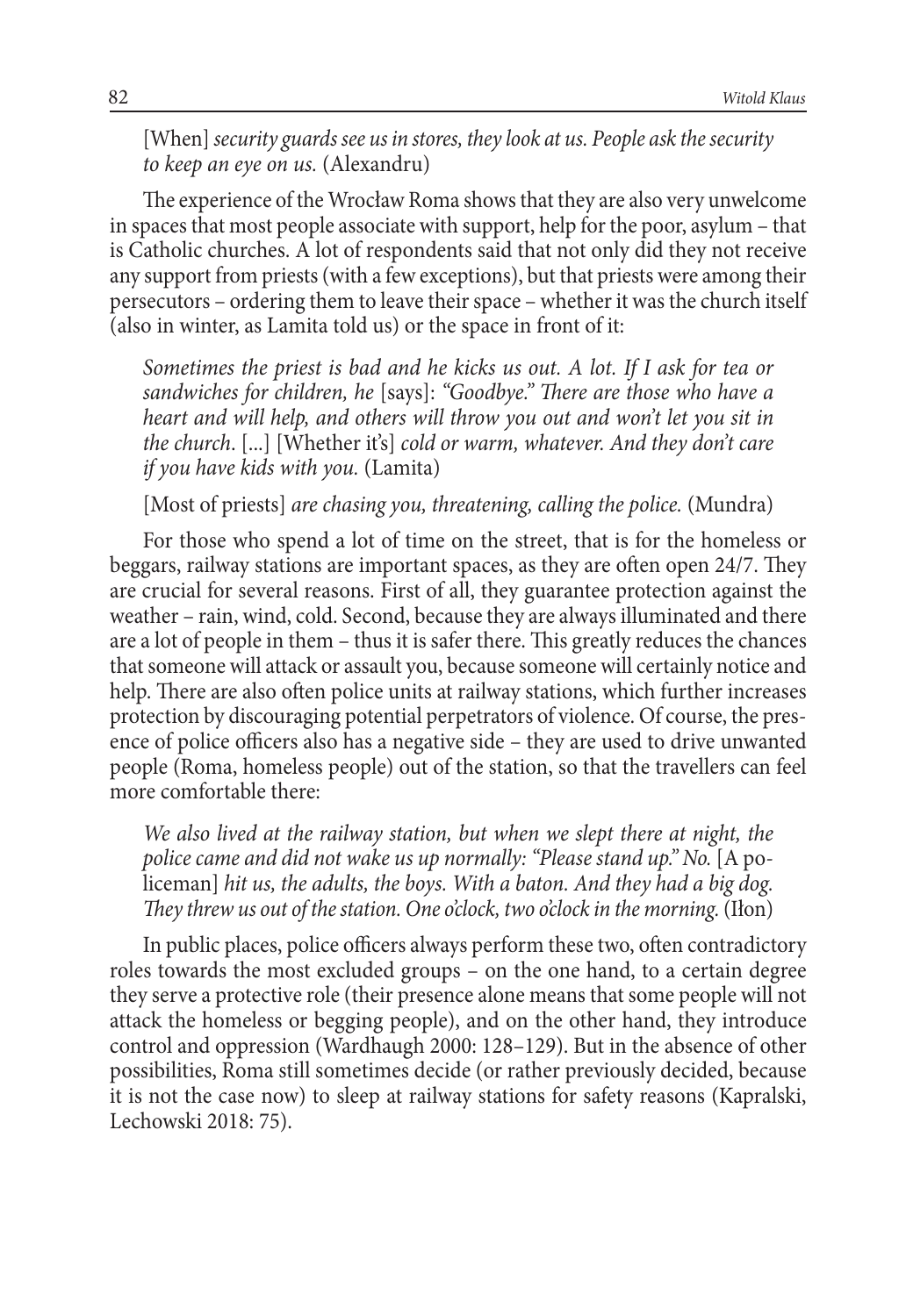[When] *security guards see us in stores, they look at us. People ask the security to keep an eye on us.* (Alexandru)

The experience of the Wrocław Roma shows that they are also very unwelcome in spaces that most people associate with support, help for the poor, asylum – that is Catholic churches. A lot of respondents said that not only did they not receive any support from priests (with a few exceptions), but that priests were among their persecutors – ordering them to leave their space – whether it was the church itself (also in winter, as Lamita told us) or the space in front of it:

> *Sometimes the priest is bad and he kicks us out. A lot. If I ask for tea or sandwiches for children, he* [says]: *"Goodbye." There are those who have a heart and will help, and others will throw you out and won't let you sit in the church.* [...] [Whether it's] *cold or warm, whatever. And they don't care if you have kids with you.* (Lamita)

> [Most of priests] *are chasing you, threatening, calling the police.* (Mundra)

For those who spend a lot of time on the street, that is for the homeless or beggars, railway stations are important spaces, as they are often open 24/7. They are crucial for several reasons. First of all, they guarantee protection against the weather – rain, wind, cold. Second, because they are always illuminated and there are a lot of people in them – thus it is safer there. This greatly reduces the chances that someone will attack or assault you, because someone will certainly notice and help. There are also often police units at railway stations, which further increases protection by discouraging potential perpetrators of violence. Of course, the presence of police officers also has a negative side – they are used to drive unwanted people (Roma, homeless people) out of the station, so that the travellers can feel more comfortable there:

> *We also lived at the railway station, but when we slept there at night, the police came and did not wake us up normally: "Please stand up." No.* [A policeman] *hit us, the adults, the boys. With a baton. And they had a big dog. They threw us out of the station. One o'clock, two o'clock in the morning.* (Iłon)

In public places, police officers always perform these two, often contradictory roles towards the most excluded groups – on the one hand, to a certain degree they serve a protective role (their presence alone means that some people will not attack the homeless or begging people), and on the other hand, they introduce control and oppression (Wardhaugh 2000: 128–129). But in the absence of other possibilities, Roma still sometimes decide (or rather previously decided, because it is not the case now) to sleep at railway stations for safety reasons (Kapralski, Lechowski 2018: 75).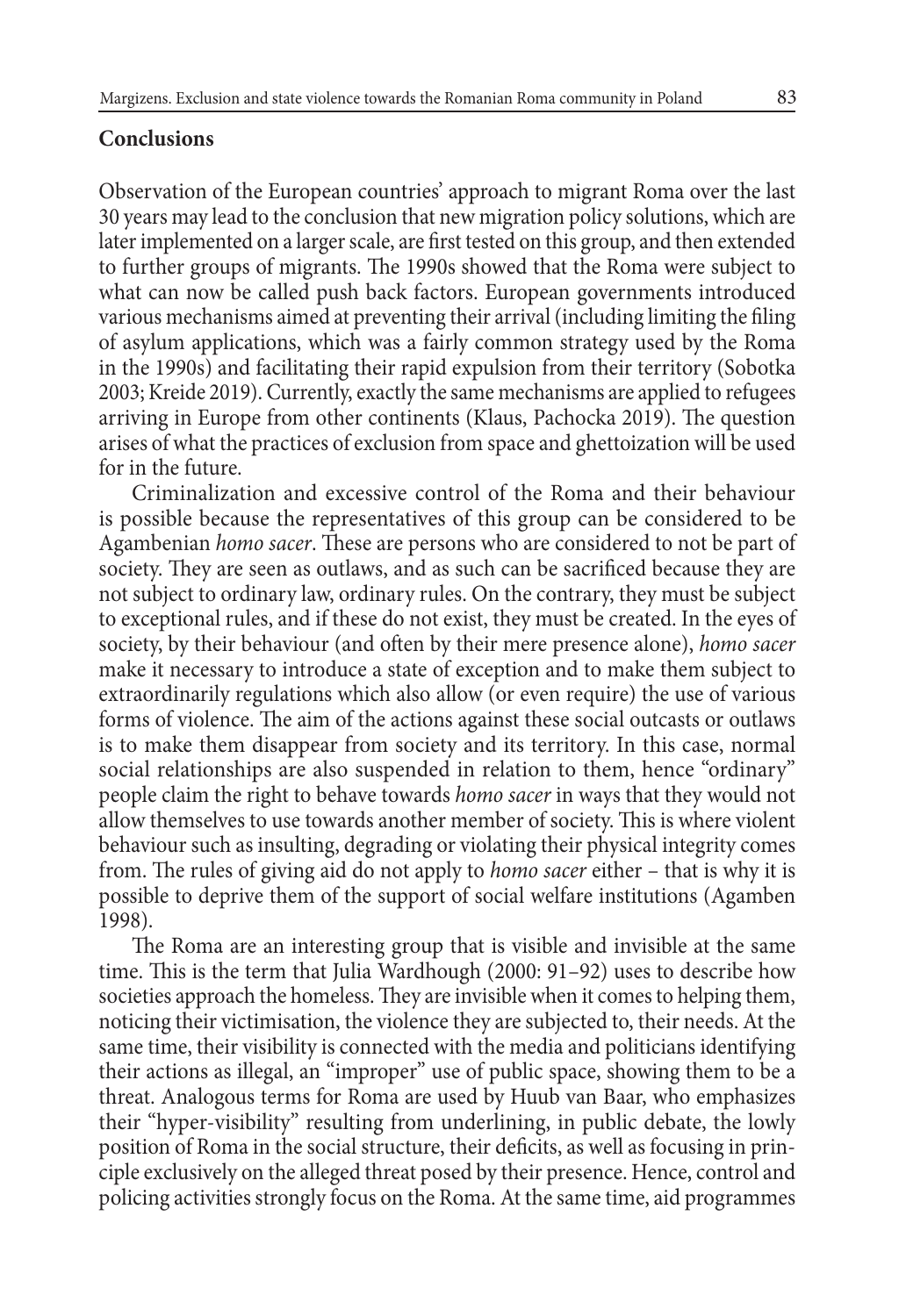## Conclusions

Observation of the European countries' approach to migrant Roma over the last 30 years may lead to the conclusion that new migration policy solutions, which are later implemented on a larger scale, are first tested on this group, and then extended to further groups of migrants. The 1990s showed that the Roma were subject to what can now be called push back factors. European governments introduced various mechanisms aimed at preventing their arrival (including limiting the filing of asylum applications, which was a fairly common strategy used by the Roma in the 1990s) and facilitating their rapid expulsion from their territory (Sobotka 2003; Kreide 2019). Currently, exactly the same mechanisms are applied to refugees arriving in Europe from other continents (Klaus, Pachocka 2019). The question arises of what the practices of exclusion from space and ghettoization will be used for in the future.

Criminalization and excessive control of the Roma and their behaviour is possible because the representatives of this group can be considered to be Agambenian *homo sacer*. These are persons who are considered to not be part of society. They are seen as outlaws, and as such can be sacrificed because they are not subject to ordinary law, ordinary rules. On the contrary, they must be subject to exceptional rules, and if these do not exist, they must be created. In the eyes of society, by their behaviour (and often by their mere presence alone), *homo sacer* make it necessary to introduce a state of exception and to make them subject to extraordinarily regulations which also allow (or even require) the use of various forms of violence. The aim of the actions against these social outcasts or outlaws is to make them disappear from society and its territory. In this case, normal social relationships are also suspended in relation to them, hence "ordinary" people claim the right to behave towards *homo sacer* in ways that they would not allow themselves to use towards another member of society. This is where violent behaviour such as insulting, degrading or violating their physical integrity comes from. The rules of giving aid do not apply to *homo sacer* either – that is why it is possible to deprive them of the support of social welfare institutions (Agamben 1998).

The Roma are an interesting group that is visible and invisible at the same time. This is the term that Julia Wardhough (2000: 91–92) uses to describe how societies approach the homeless. They are invisible when it comes to helping them, noticing their victimisation, the violence they are subjected to, their needs. At the same time, their visibility is connected with the media and politicians identifying their actions as illegal, an "improper" use of public space, showing them to be a threat. Analogous terms for Roma are used by Huub van Baar, who emphasizes their "hyper-visibility" resulting from underlining, in public debate, the lowly position of Roma in the social structure, their deficits, as well as focusing in principle exclusively on the alleged threat posed by their presence. Hence, control and policing activities strongly focus on the Roma. At the same time, aid programmes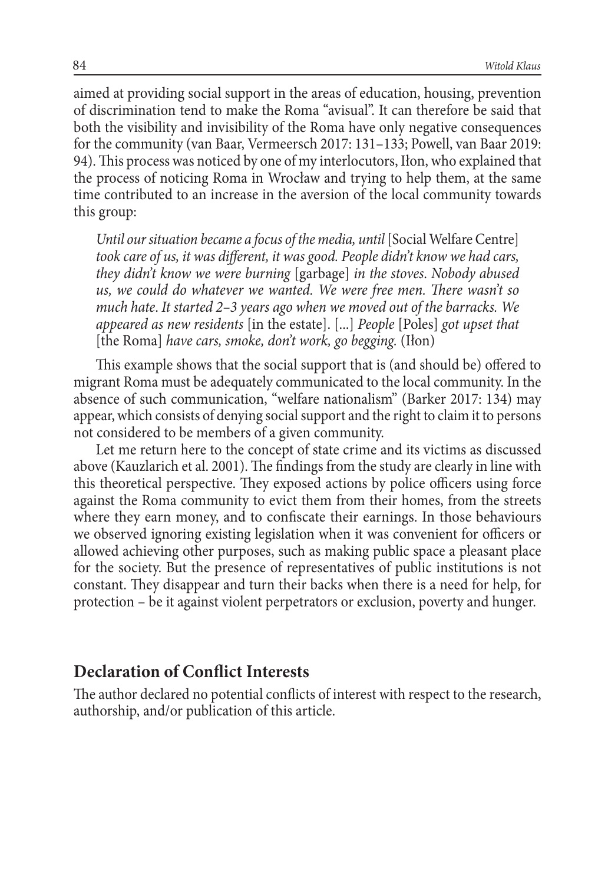aimed at providing social support in the areas of education, housing, prevention of discrimination tend to make the Roma "avisual". It can therefore be said that both the visibility and invisibility of the Roma have only negative consequences for the community (van Baar, Vermeersch 2017: 131–133; Powell, van Baar 2019: 94). This process was noticed by one of my interlocutors, Iłon, who explained that the process of noticing Roma in Wrocław and trying to help them, at the same time contributed to an increase in the aversion of the local community towards this group:

> *Until our situation became a focus of the media, until* [Social Welfare Centre] *took care of us, it was different, it was good. People didn't know we had cars, they didn't know we were burning* [garbage] *in the stoves. Nobody abused us, we could do whatever we wanted. We were free men. There wasn't so much hate. It started 2–3 years ago when we moved out of the barracks. We appeared as new residents* [in the estate]. [...] *People* [Poles] *got upset that* [the Roma] *have cars, smoke, don't work, go begging.* (Iłon)

This example shows that the social support that is (and should be) offered to migrant Roma must be adequately communicated to the local community. In the absence of such communication, "welfare nationalism" (Barker 2017: 134) may appear, which consists of denying social support and the right to claim it to persons not considered to be members of a given community.

Let me return here to the concept of state crime and its victims as discussed above (Kauzlarich et al. 2001). The findings from the study are clearly in line with this theoretical perspective. They exposed actions by police officers using force against the Roma community to evict them from their homes, from the streets where they earn money, and to confiscate their earnings. In those behaviours we observed ignoring existing legislation when it was convenient for officers or allowed achieving other purposes, such as making public space a pleasant place for the society. But the presence of representatives of public institutions is not constant. They disappear and turn their backs when there is a need for help, for protection – be it against violent perpetrators or exclusion, poverty and hunger.

## Declaration of Conflict Interests

The author declared no potential conflicts of interest with respect to the research, authorship, and/or publication of this article.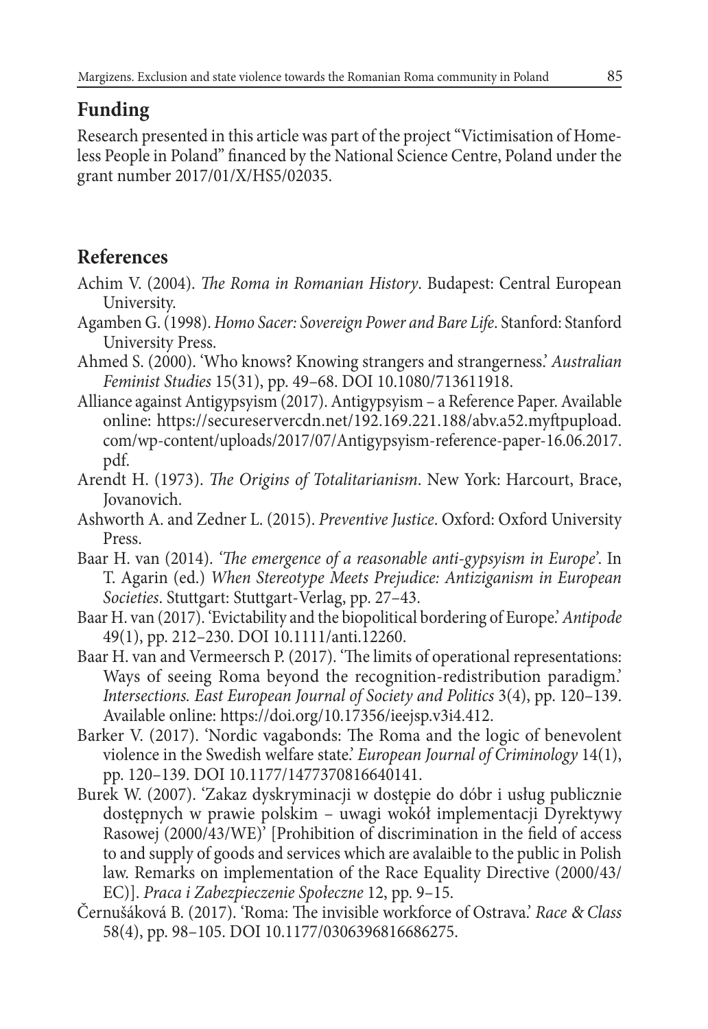## Funding

Research presented in this article was part of the project "Victimisation of Homeless People in Poland" financed by the National Science Centre, Poland under the grant number 2017/01/X/HS5/02035.

## References

Achim V. (2004). *The Roma in Romanian History*. Budapest: Central European University.

Agamben G. (1998). *Homo Sacer: Sovereign Power and Bare Life*. Stanford: Stanford University Press.

Ahmed S. (2000). 'Who knows? Knowing strangers and strangerness.' *Australian Feminist Studies* 15(31), pp. 49–68. DOI 10.1080/713611918.

Alliance against Antigypsyism (2017). Antigypsyism – a Reference Paper. Available online: https://secureservercdn.net/192.169.221.188/abv.a52.myftpupload.com/wp-content/uploads/2017/07/Antigypsyism-reference-paper-16.06.2017.pdf.

Arendt H. (1973). *The Origins of Totalitarianism*. New York: Harcourt, Brace, Jovanovich.

Ashworth A. and Zedner L. (2015). *Preventive Justice*. Oxford: Oxford University Press.

Baar H. van (2014). *'The emergence of a reasonable anti-gypsyism in Europe'*. In T. Agarin (ed.) *When Stereotype Meets Prejudice: Antiziganism in European Societies*. Stuttgart: Stuttgart-Verlag, pp. 27–43.

Baar H. van (2017). 'Evictability and the biopolitical bordering of Europe.' *Antipode* 49(1), pp. 212–230. DOI 10.1111/anti.12260.

Baar H. van and Vermeersch P. (2017). 'The limits of operational representations: Ways of seeing Roma beyond the recognition-redistribution paradigm.' *Intersections. East European Journal of Society and Politics* 3(4), pp. 120–139. Available online: https://doi.org/10.17356/ieejsp.v3i4.412.

Barker V. (2017). 'Nordic vagabonds: The Roma and the logic of benevolent violence in the Swedish welfare state.' *European Journal of Criminology* 14(1), pp. 120–139. DOI 10.1177/1477370816640141.

Burek W. (2007). 'Zakaz dyskryminacji w dostępie do dóbr i usług publicznie dostępnych w prawie polskim – uwagi wokół implementacji Dyrektywy Rasowej (2000/43/WE)' [Prohibition of discrimination in the field of access to and supply of goods and services which are avalaible to the public in Polish law. Remarks on implementation of the Race Equality Directive (2000/43/EC)]. *Praca i Zabezpieczenie Społeczne* 12, pp. 9–15.

Černušáková B. (2017). 'Roma: The invisible workforce of Ostrava.' *Race & Class* 58(4), pp. 98–105. DOI 10.1177/0306396816686275.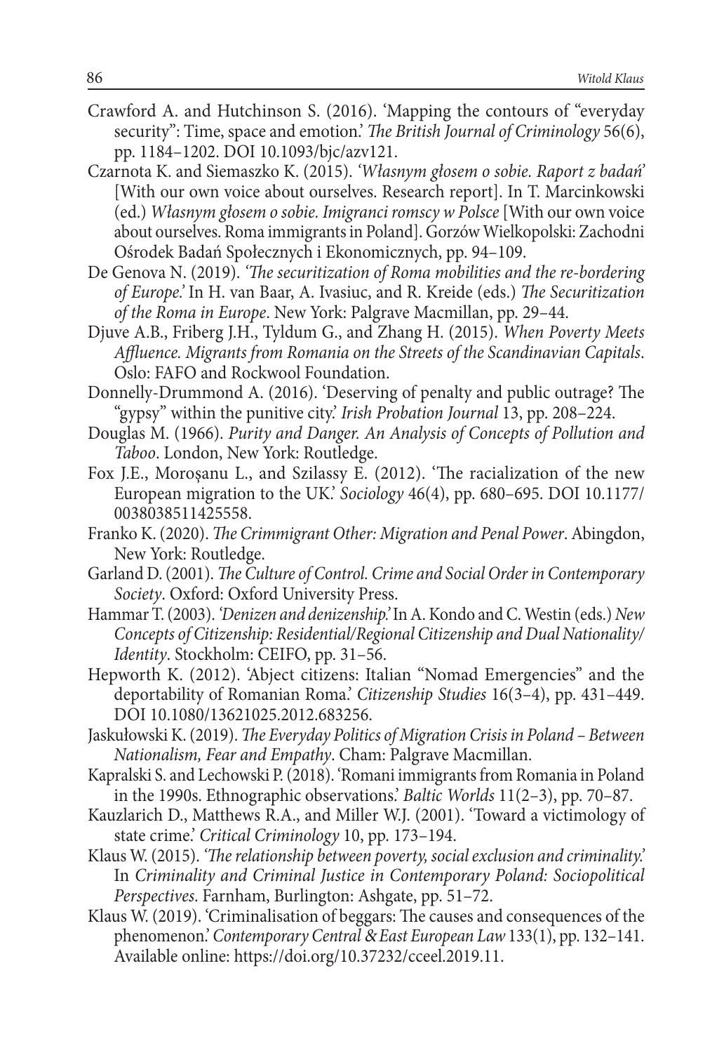Crawford A. and Hutchinson S. (2016). 'Mapping the contours of "everyday security": Time, space and emotion.' *The British Journal of Criminology* 56(6), pp. 1184–1202. DOI 10.1093/bjc/azv121.

Czarnota K. and Siemaszko K. (2015). '*Własnym głosem o sobie. Raport z badań*' [With our own voice about ourselves. Research report]. In T. Marcinkowski (ed.) *Własnym głosem o sobie. Imigranci romscy w Polsce* [With our own voice about ourselves. Roma immigrants in Poland]. Gorzów Wielkopolski: Zachodni Ośrodek Badań Społecznych i Ekonomicznych, pp. 94–109.

De Genova N. (2019). '*The securitization of Roma mobilities and the re-bordering of Europe.*' In H. van Baar, A. Ivasiuc, and R. Kreide (eds.) *The Securitization of the Roma in Europe*. New York: Palgrave Macmillan, pp. 29–44.

Djuve A.B., Friberg J.H., Tyldum G., and Zhang H. (2015). *When Poverty Meets Affluence. Migrants from Romania on the Streets of the Scandinavian Capitals*. Oslo: FAFO and Rockwool Foundation.

Donnelly-Drummond A. (2016). 'Deserving of penalty and public outrage? The "gypsy" within the punitive city.' *Irish Probation Journal* 13, pp. 208–224.

Douglas M. (1966). *Purity and Danger. An Analysis of Concepts of Pollution and Taboo*. London, New York: Routledge.

Fox J.E., Moroşanu L., and Szilassy E. (2012). 'The racialization of the new European migration to the UK.' *Sociology* 46(4), pp. 680–695. DOI 10.1177/0038038511425558.

Franko K. (2020). *The Crimmigrant Other: Migration and Penal Power*. Abingdon, New York: Routledge.

Garland D. (2001). *The Culture of Control. Crime and Social Order in Contemporary Society*. Oxford: Oxford University Press.

Hammar T. (2003). '*Denizen and denizenship.*' In A. Kondo and C. Westin (eds.) *New Concepts of Citizenship: Residential/Regional Citizenship and Dual Nationality/Identity*. Stockholm: CEIFO, pp. 31–56.

Hepworth K. (2012). 'Abject citizens: Italian "Nomad Emergencies" and the deportability of Romanian Roma.' *Citizenship Studies* 16(3–4), pp. 431–449. DOI 10.1080/13621025.2012.683256.

Jaskułowski K. (2019). *The Everyday Politics of Migration Crisis in Poland – Between Nationalism, Fear and Empathy*. Cham: Palgrave Macmillan.

Kapralski S. and Lechowski P. (2018). 'Romani immigrants from Romania in Poland in the 1990s. Ethnographic observations.' *Baltic Worlds* 11(2–3), pp. 70–87.

Kauzlarich D., Matthews R.A., and Miller W.J. (2001). 'Toward a victimology of state crime.' *Critical Criminology* 10, pp. 173–194.

Klaus W. (2015). '*The relationship between poverty, social exclusion and criminality.*' In *Criminality and Criminal Justice in Contemporary Poland: Sociopolitical Perspectives*. Farnham, Burlington: Ashgate, pp. 51–72.

Klaus W. (2019). 'Criminalisation of beggars: The causes and consequences of the phenomenon.' *Contemporary Central & East European Law* 133(1), pp. 132–141. Available online: https://doi.org/10.37232/cceel.2019.11.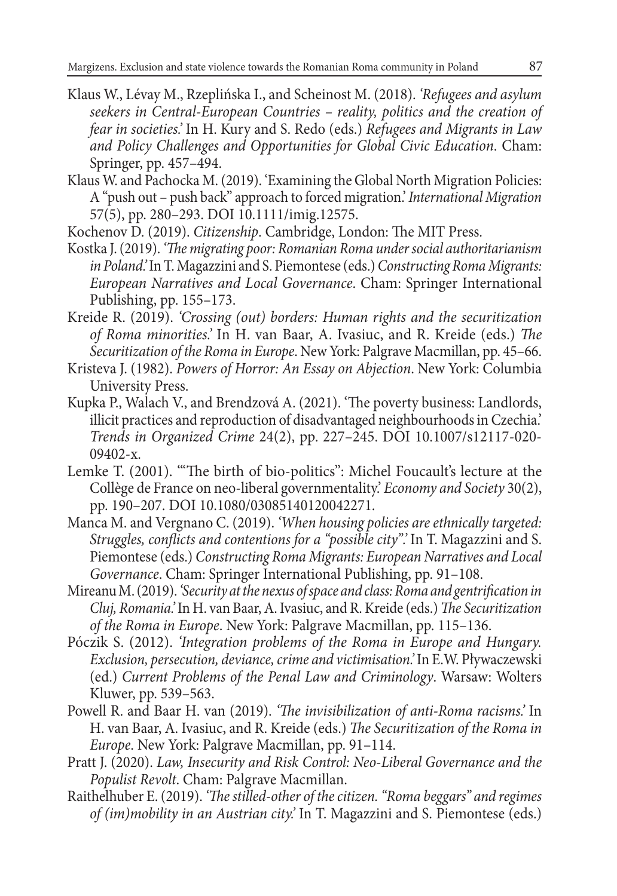Klaus W., Lévay M., Rzeplińska I., and Scheinost M. (2018). *'Refugees and asylum seekers in Central-European Countries – reality, politics and the creation of fear in societies.'* In H. Kury and S. Redo (eds.) *Refugees and Migrants in Law and Policy Challenges and Opportunities for Global Civic Education*. Cham: Springer, pp. 457–494.

Klaus W. and Pachocka M. (2019). 'Examining the Global North Migration Policies: A "push out – push back" approach to forced migration.' *International Migration* 57(5), pp. 280–293. DOI 10.1111/imig.12575.

Kochenov D. (2019). *Citizenship*. Cambridge, London: The MIT Press.

Kostka J. (2019). *'The migrating poor: Romanian Roma under social authoritarianism in Poland.'* In T. Magazzini and S. Piemontese (eds.) *Constructing Roma Migrants: European Narratives and Local Governance*. Cham: Springer International Publishing, pp. 155–173.

Kreide R. (2019). *'Crossing (out) borders: Human rights and the securitization of Roma minorities.'* In H. van Baar, A. Ivasiuc, and R. Kreide (eds.) *The Securitization of the Roma in Europe*. New York: Palgrave Macmillan, pp. 45–66.

Kristeva J. (1982). *Powers of Horror: An Essay on Abjection*. New York: Columbia University Press.

Kupka P., Walach V., and Brendzová A. (2021). 'The poverty business: Landlords, illicit practices and reproduction of disadvantaged neighbourhoods in Czechia.' *Trends in Organized Crime* 24(2), pp. 227–245. DOI 10.1007/s12117-020-09402-x.

Lemke T. (2001). '"The birth of bio-politics": Michel Foucault's lecture at the Collège de France on neo-liberal governmentality.' *Economy and Society* 30(2), pp. 190–207. DOI 10.1080/03085140120042271.

Manca M. and Vergnano C. (2019). *'When housing policies are ethnically targeted: Struggles, conflicts and contentions for a "possible city".'* In T. Magazzini and S. Piemontese (eds.) *Constructing Roma Migrants: European Narratives and Local Governance*. Cham: Springer International Publishing, pp. 91–108.

Mireanu M. (2019). *'Security at the nexus of space and class: Roma and gentrification in Cluj, Romania.'* In H. van Baar, A. Ivasiuc, and R. Kreide (eds.) *The Securitization of the Roma in Europe*. New York: Palgrave Macmillan, pp. 115–136.

Póczik S. (2012). *'Integration problems of the Roma in Europe and Hungary. Exclusion, persecution, deviance, crime and victimisation.'* In E.W. Pływaczewski (ed.) *Current Problems of the Penal Law and Criminology*. Warsaw: Wolters Kluwer, pp. 539–563.

Powell R. and Baar H. van (2019). *'The invisibilization of anti-Roma racisms.'* In H. van Baar, A. Ivasiuc, and R. Kreide (eds.) *The Securitization of the Roma in Europe*. New York: Palgrave Macmillan, pp. 91–114.

Pratt J. (2020). *Law, Insecurity and Risk Control: Neo-Liberal Governance and the Populist Revolt*. Cham: Palgrave Macmillan.

Raithelhuber E. (2019). *'The stilled-other of the citizen. "Roma beggars" and regimes of (im)mobility in an Austrian city.'* In T. Magazzini and S. Piemontese (eds.)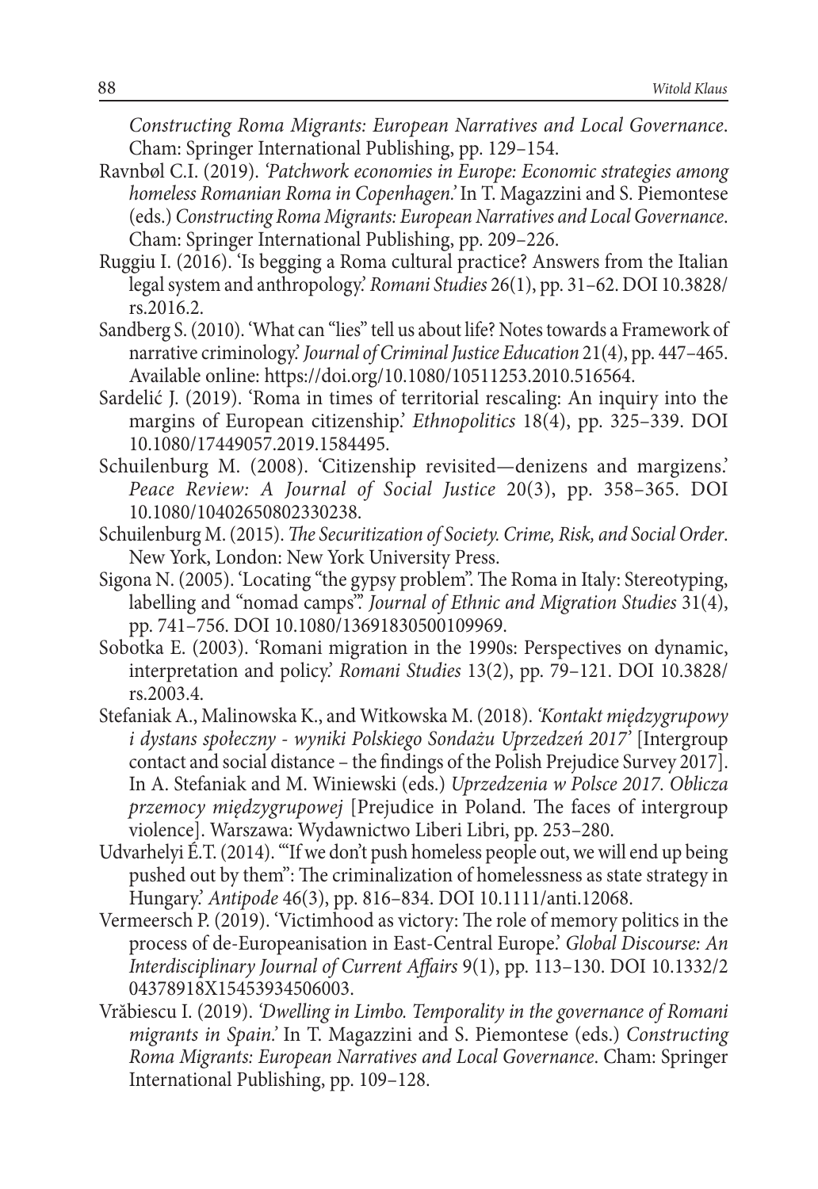*Constructing Roma Migrants: European Narratives and Local Governance*. Cham: Springer International Publishing, pp. 129–154.

Ravnbøl C.I. (2019). *'Patchwork economies in Europe: Economic strategies among homeless Romanian Roma in Copenhagen.'* In T. Magazzini and S. Piemontese (eds.) *Constructing Roma Migrants: European Narratives and Local Governance*. Cham: Springer International Publishing, pp. 209–226.

Ruggiu I. (2016). 'Is begging a Roma cultural practice? Answers from the Italian legal system and anthropology.' *Romani Studies* 26(1), pp. 31–62. DOI 10.3828/rs.2016.2.

Sandberg S. (2010). 'What can "lies" tell us about life? Notes towards a Framework of narrative criminology.' *Journal of Criminal Justice Education* 21(4), pp. 447–465. Available online: https://doi.org/10.1080/10511253.2010.516564.

Sardelić J. (2019). 'Roma in times of territorial rescaling: An inquiry into the margins of European citizenship.' *Ethnopolitics* 18(4), pp. 325–339. DOI 10.1080/17449057.2019.1584495.

Schuilenburg M. (2008). 'Citizenship revisited—denizens and margizens.' *Peace Review: A Journal of Social Justice* 20(3), pp. 358–365. DOI 10.1080/10402650802330238.

Schuilenburg M. (2015). *The Securitization of Society. Crime, Risk, and Social Order*. New York, London: New York University Press.

Sigona N. (2005). 'Locating "the gypsy problem". The Roma in Italy: Stereotyping, labelling and "nomad camps".' *Journal of Ethnic and Migration Studies* 31(4), pp. 741–756. DOI 10.1080/13691830500109969.

Sobotka E. (2003). 'Romani migration in the 1990s: Perspectives on dynamic, interpretation and policy.' *Romani Studies* 13(2), pp. 79–121. DOI 10.3828/rs.2003.4.

Stefaniak A., Malinowska K., and Witkowska M. (2018). *'Kontakt międzygrupowy i dystans społeczny - wyniki Polskiego Sondażu Uprzedzeń 2017'* [Intergroup contact and social distance – the findings of the Polish Prejudice Survey 2017]. In A. Stefaniak and M. Winiewski (eds.) *Uprzedzenia w Polsce 2017. Oblicza przemocy międzygrupowej* [Prejudice in Poland. The faces of intergroup violence]. Warszawa: Wydawnictwo Liberi Libri, pp. 253–280.

Udvarhelyi É.T. (2014). '"If we don't push homeless people out, we will end up being pushed out by them": The criminalization of homelessness as state strategy in Hungary.' *Antipode* 46(3), pp. 816–834. DOI 10.1111/anti.12068.

Vermeersch P. (2019). 'Victimhood as victory: The role of memory politics in the process of de-Europeanisation in East-Central Europe.' *Global Discourse: An Interdisciplinary Journal of Current Affairs* 9(1), pp. 113–130. DOI 10.1332/204378918X15453934506003.

Vrăbiescu I. (2019). *'Dwelling in Limbo. Temporality in the governance of Romani migrants in Spain.'* In T. Magazzini and S. Piemontese (eds.) *Constructing Roma Migrants: European Narratives and Local Governance*. Cham: Springer International Publishing, pp. 109–128.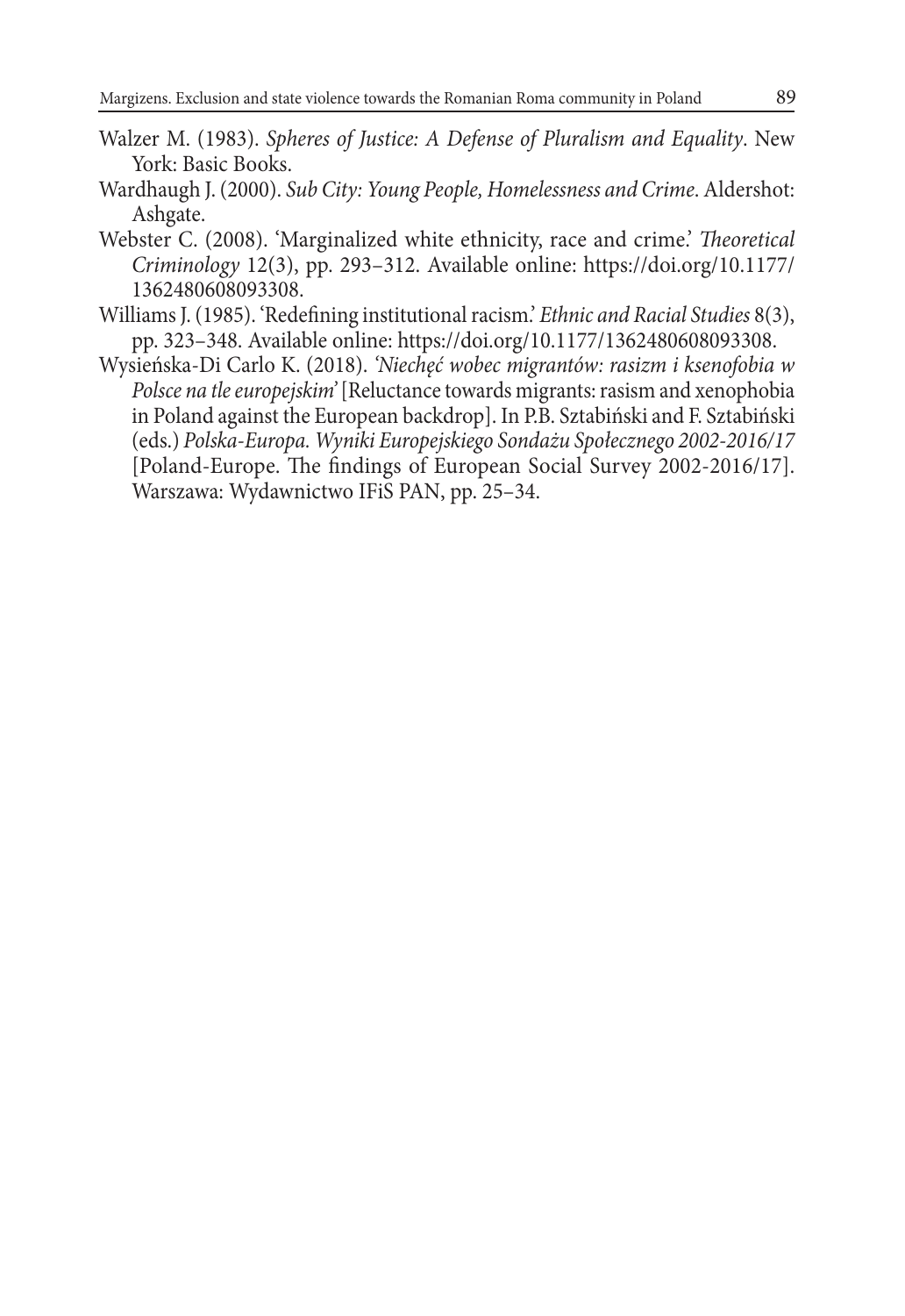Walzer M. (1983). *Spheres of Justice: A Defense of Pluralism and Equality*. New York: Basic Books.

Wardhaugh J. (2000). *Sub City: Young People, Homelessness and Crime*. Aldershot: Ashgate.

Webster C. (2008). 'Marginalized white ethnicity, race and crime.' *Theoretical Criminology* 12(3), pp. 293–312. Available online: https://doi.org/10.1177/1362480608093308.

Williams J. (1985). 'Redefining institutional racism.' *Ethnic and Racial Studies* 8(3), pp. 323–348. Available online: https://doi.org/10.1177/1362480608093308.

Wysieńska-Di Carlo K. (2018). *'Niechęć wobec migrantów: rasizm i ksenofobia w Polsce na tle europejskim'* [Reluctance towards migrants: rasism and xenophobia in Poland against the European backdrop]. In P.B. Sztabiński and F. Sztabiński (eds.) *Polska-Europa. Wyniki Europejskiego Sondażu Społecznego 2002-2016/17* [Poland-Europe. The findings of European Social Survey 2002-2016/17]. Warszawa: Wydawnictwo IFiS PAN, pp. 25–34.